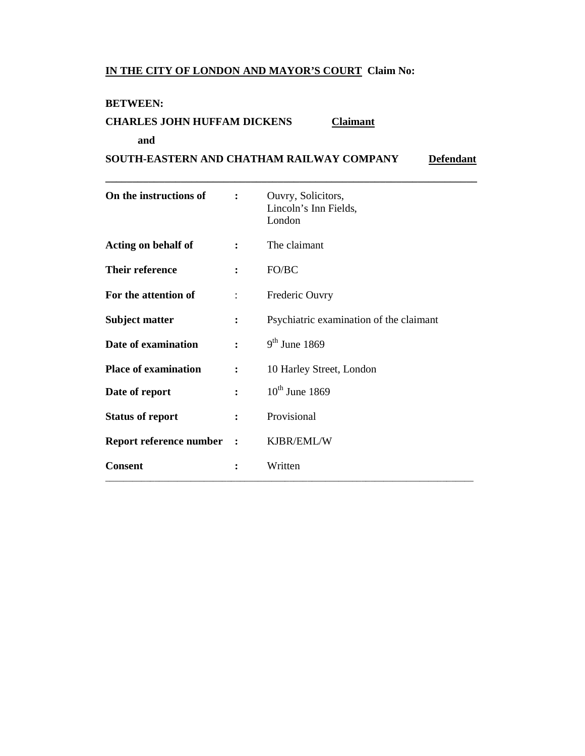**<u>IN THE CITY OF LONDON AND MAYOR'S COURT</u> Claim No:**

**BETWEEN:**

**CHARLES JOHN HUFFAM DICKENS** **<u>Claimant</u>**

**and**

**SOUTH-EASTERN AND CHATHAM RAILWAY COMPANY** **<u>Defendant</u>**

---

| | | |
|---|---|---|
| **On the instructions of** | **:** | Ouvry, Solicitors, Lincoln's Inn Fields, London |
| **Acting on behalf of** | **:** | The claimant |
| **Their reference** | **:** | FO/BC |
| **For the attention of** | : | Frederic Ouvry |
| **Subject matter** | **:** | Psychiatric examination of the claimant |
| **Date of examination** | **:** | 9th June 1869 |
| **Place of examination** | **:** | 10 Harley Street, London |
| **Date of report** | **:** | 10th June 1869 |
| **Status of report** | **:** | Provisional |
| **Report reference number** | **:** | KJBR/EML/W |
| **Consent** | **:** | Written |

---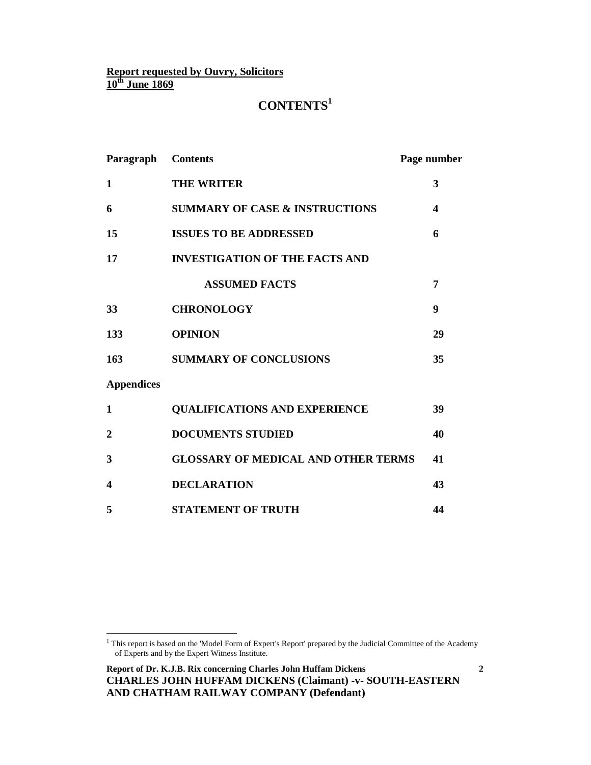**Report requested by Ouvry, Solicitors**
**10th June 1869**

# CONTENTS[1]

| Paragraph | Contents | Page number |
|---|---|---|
| **1** | **THE WRITER** | **3** |
| **6** | **SUMMARY OF CASE & INSTRUCTIONS** | **4** |
| **15** | **ISSUES TO BE ADDRESSED** | **6** |
| **17** | **INVESTIGATION OF THE FACTS AND ASSUMED FACTS** | **7** |
| **33** | **CHRONOLOGY** | **9** |
| **133** | **OPINION** | **29** |
| **163** | **SUMMARY OF CONCLUSIONS** | **35** |
| **Appendices** | | |
| **1** | **QUALIFICATIONS AND EXPERIENCE** | **39** |
| **2** | **DOCUMENTS STUDIED** | **40** |
| **3** | **GLOSSARY OF MEDICAL AND OTHER TERMS** | **41** |
| **4** | **DECLARATION** | **43** |
| **5** | **STATEMENT OF TRUTH** | **44** |

[1] This report is based on the 'Model Form of Expert's Report' prepared by the Judicial Committee of the Academy of Experts and by the Expert Witness Institute.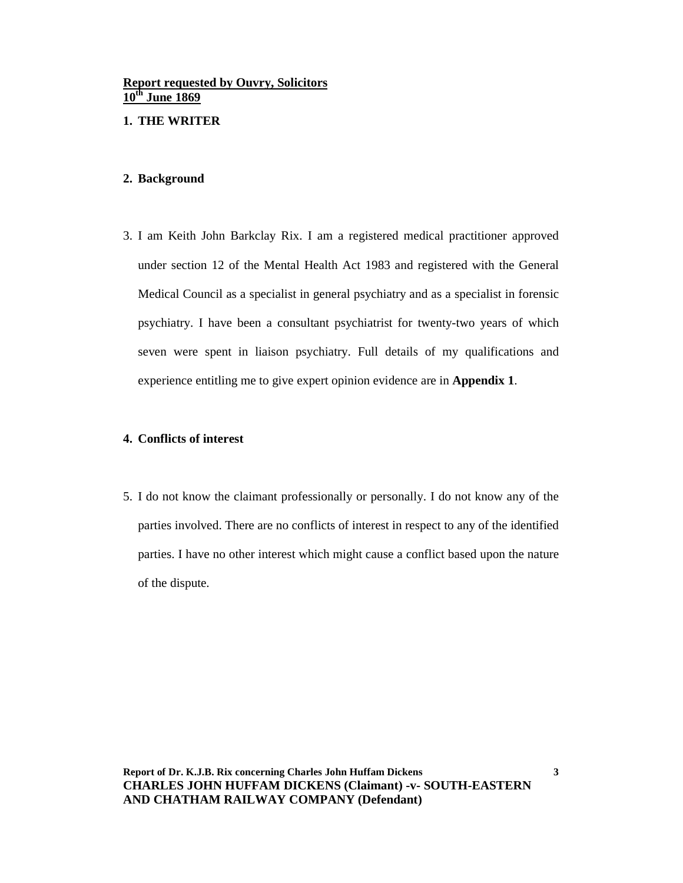**Report requested by Ouvry, Solicitors**
**10th June 1869**

1. **THE WRITER**

2. **Background**

3. I am Keith John Barkclay Rix. I am a registered medical practitioner approved under section 12 of the Mental Health Act 1983 and registered with the General Medical Council as a specialist in general psychiatry and as a specialist in forensic psychiatry. I have been a consultant psychiatrist for twenty-two years of which seven were spent in liaison psychiatry. Full details of my qualifications and experience entitling me to give expert opinion evidence are in **Appendix 1**.

4. **Conflicts of interest**

5. I do not know the claimant professionally or personally. I do not know any of the parties involved. There are no conflicts of interest in respect to any of the identified parties. I have no other interest which might cause a conflict based upon the nature of the dispute.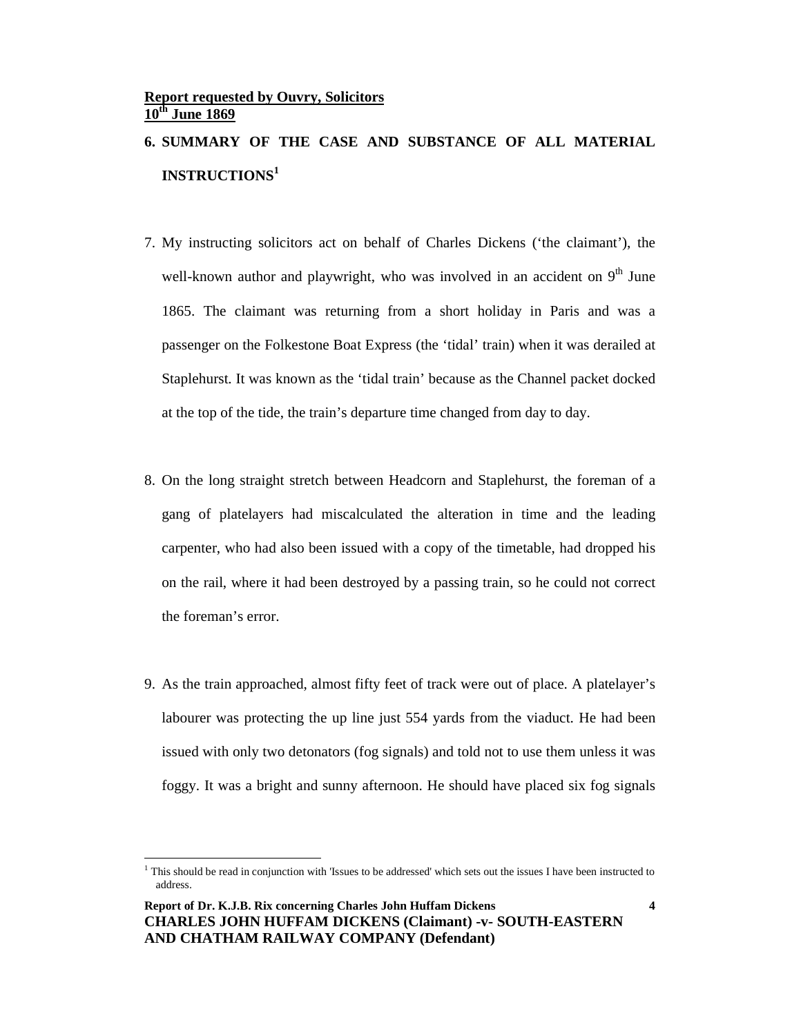**Report requested by Ouvry, Solicitors**
**10th June 1869**

## 6. SUMMARY OF THE CASE AND SUBSTANCE OF ALL MATERIAL INSTRUCTIONS[1]

7. My instructing solicitors act on behalf of Charles Dickens ('the claimant'), the well-known author and playwright, who was involved in an accident on 9th June 1865. The claimant was returning from a short holiday in Paris and was a passenger on the Folkestone Boat Express (the 'tidal' train) when it was derailed at Staplehurst. It was known as the 'tidal train' because as the Channel packet docked at the top of the tide, the train's departure time changed from day to day.

8. On the long straight stretch between Headcorn and Staplehurst, the foreman of a gang of platelayers had miscalculated the alteration in time and the leading carpenter, who had also been issued with a copy of the timetable, had dropped his on the rail, where it had been destroyed by a passing train, so he could not correct the foreman's error.

9. As the train approached, almost fifty feet of track were out of place. A platelayer's labourer was protecting the up line just 554 yards from the viaduct. He had been issued with only two detonators (fog signals) and told not to use them unless it was foggy. It was a bright and sunny afternoon. He should have placed six fog signals

[1] This should be read in conjunction with 'Issues to be addressed' which sets out the issues I have been instructed to address.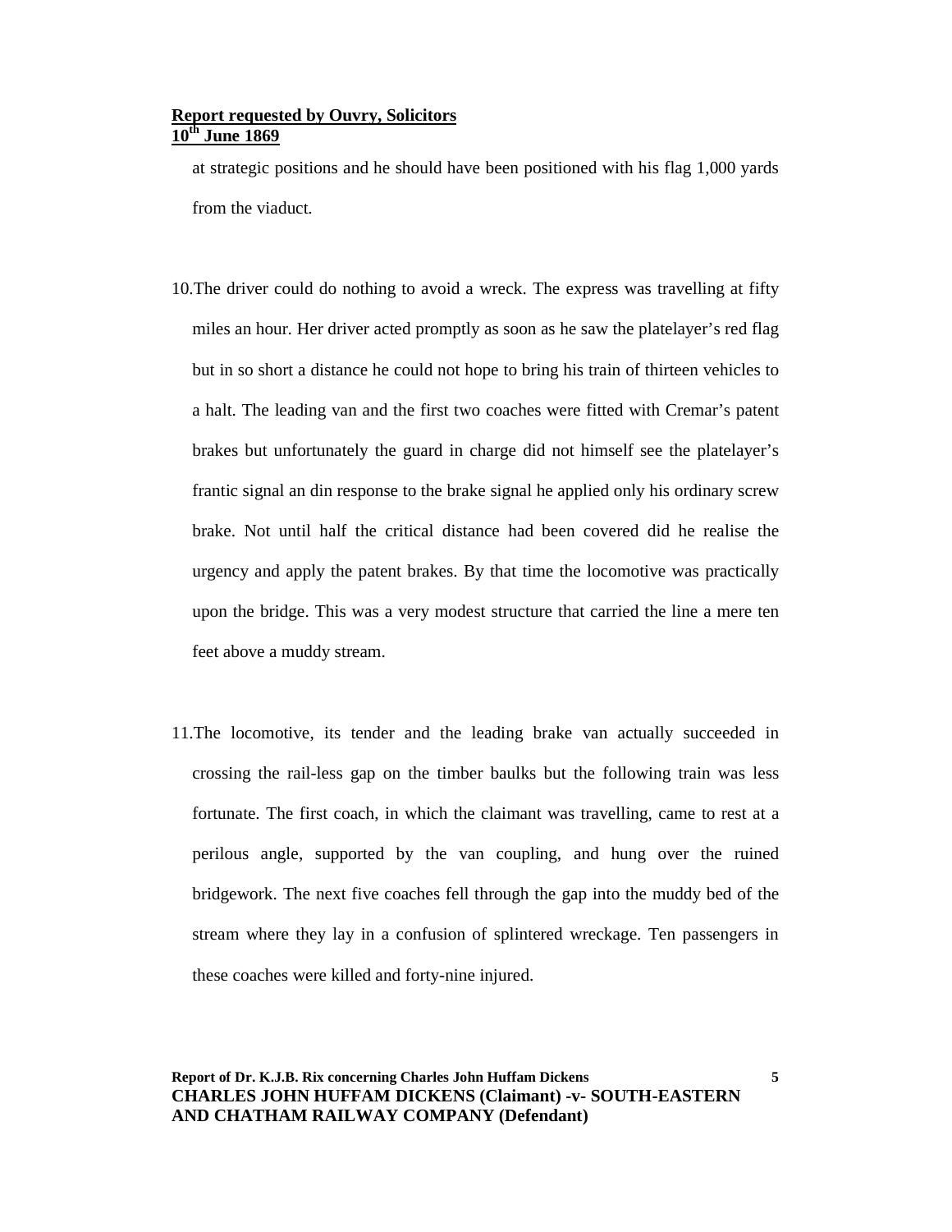at strategic positions and he should have been positioned with his flag 1,000 yards from the viaduct.

10. The driver could do nothing to avoid a wreck. The express was travelling at fifty miles an hour. Her driver acted promptly as soon as he saw the platelayer's red flag but in so short a distance he could not hope to bring his train of thirteen vehicles to a halt. The leading van and the first two coaches were fitted with Cremar's patent brakes but unfortunately the guard in charge did not himself see the platelayer's frantic signal an din response to the brake signal he applied only his ordinary screw brake. Not until half the critical distance had been covered did he realise the urgency and apply the patent brakes. By that time the locomotive was practically upon the bridge. This was a very modest structure that carried the line a mere ten feet above a muddy stream.

11. The locomotive, its tender and the leading brake van actually succeeded in crossing the rail-less gap on the timber baulks but the following train was less fortunate. The first coach, in which the claimant was travelling, came to rest at a perilous angle, supported by the van coupling, and hung over the ruined bridgework. The next five coaches fell through the gap into the muddy bed of the stream where they lay in a confusion of splintered wreckage. Ten passengers in these coaches were killed and forty-nine injured.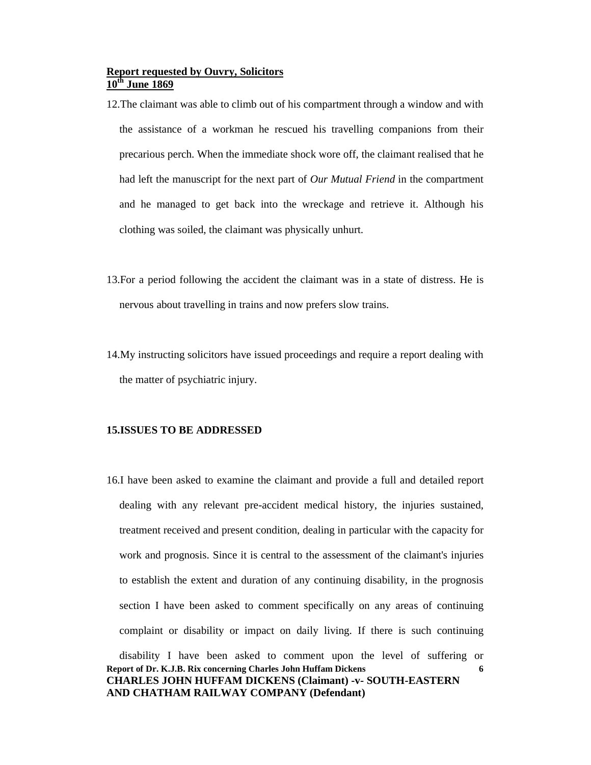**Report requested by Ouvry, Solicitors**
**10th June 1869**

12. The claimant was able to climb out of his compartment through a window and with the assistance of a workman he rescued his travelling companions from their precarious perch. When the immediate shock wore off, the claimant realised that he had left the manuscript for the next part of *Our Mutual Friend* in the compartment and he managed to get back into the wreckage and retrieve it. Although his clothing was soiled, the claimant was physically unhurt.

13. For a period following the accident the claimant was in a state of distress. He is nervous about travelling in trains and now prefers slow trains.

14. My instructing solicitors have issued proceedings and require a report dealing with the matter of psychiatric injury.

**15. ISSUES TO BE ADDRESSED**

16. I have been asked to examine the claimant and provide a full and detailed report dealing with any relevant pre-accident medical history, the injuries sustained, treatment received and present condition, dealing in particular with the capacity for work and prognosis. Since it is central to the assessment of the claimant's injuries to establish the extent and duration of any continuing disability, in the prognosis section I have been asked to comment specifically on any areas of continuing complaint or disability or impact on daily living. If there is such continuing disability I have been asked to comment upon the level of suffering or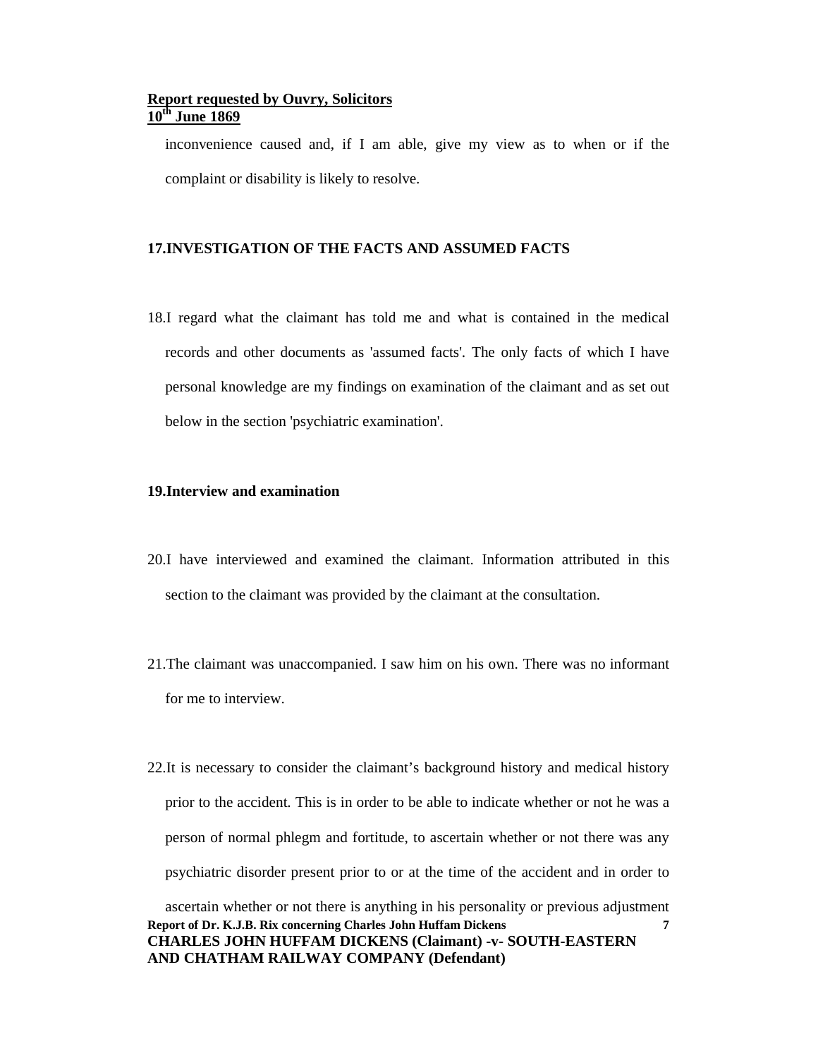inconvenience caused and, if I am able, give my view as to when or if the complaint or disability is likely to resolve.

**17. INVESTIGATION OF THE FACTS AND ASSUMED FACTS**

18. I regard what the claimant has told me and what is contained in the medical records and other documents as 'assumed facts'. The only facts of which I have personal knowledge are my findings on examination of the claimant and as set out below in the section 'psychiatric examination'.

**19. Interview and examination**

20. I have interviewed and examined the claimant. Information attributed in this section to the claimant was provided by the claimant at the consultation.

21. The claimant was unaccompanied. I saw him on his own. There was no informant for me to interview.

22. It is necessary to consider the claimant's background history and medical history prior to the accident. This is in order to be able to indicate whether or not he was a person of normal phlegm and fortitude, to ascertain whether or not there was any psychiatric disorder present prior to or at the time of the accident and in order to ascertain whether or not there is anything in his personality or previous adjustment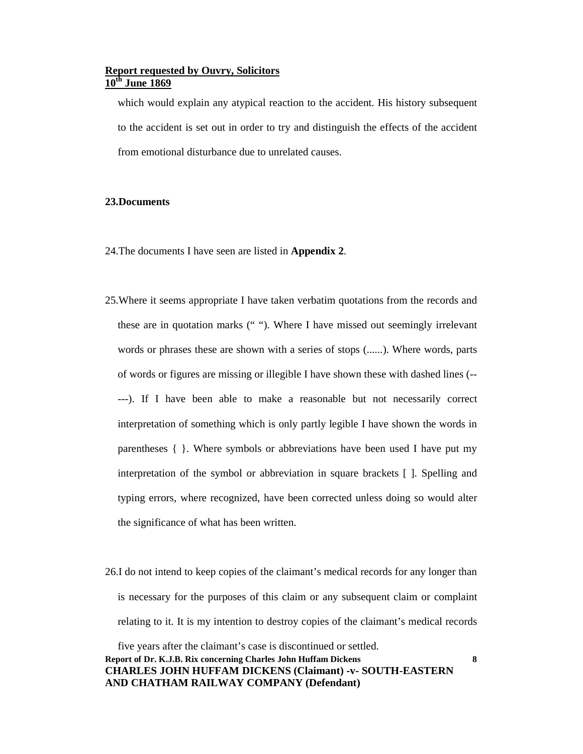which would explain any atypical reaction to the accident. His history subsequent to the accident is set out in order to try and distinguish the effects of the accident from emotional disturbance due to unrelated causes.

**23.Documents**

24.The documents I have seen are listed in **Appendix 2**.

25.Where it seems appropriate I have taken verbatim quotations from the records and these are in quotation marks (" "). Where I have missed out seemingly irrelevant words or phrases these are shown with a series of stops (......). Where words, parts of words or figures are missing or illegible I have shown these with dashed lines (-----). If I have been able to make a reasonable but not necessarily correct interpretation of something which is only partly legible I have shown the words in parentheses { }. Where symbols or abbreviations have been used I have put my interpretation of the symbol or abbreviation in square brackets [ ]. Spelling and typing errors, where recognized, have been corrected unless doing so would alter the significance of what has been written.

26.I do not intend to keep copies of the claimant's medical records for any longer than is necessary for the purposes of this claim or any subsequent claim or complaint relating to it. It is my intention to destroy copies of the claimant's medical records five years after the claimant's case is discontinued or settled.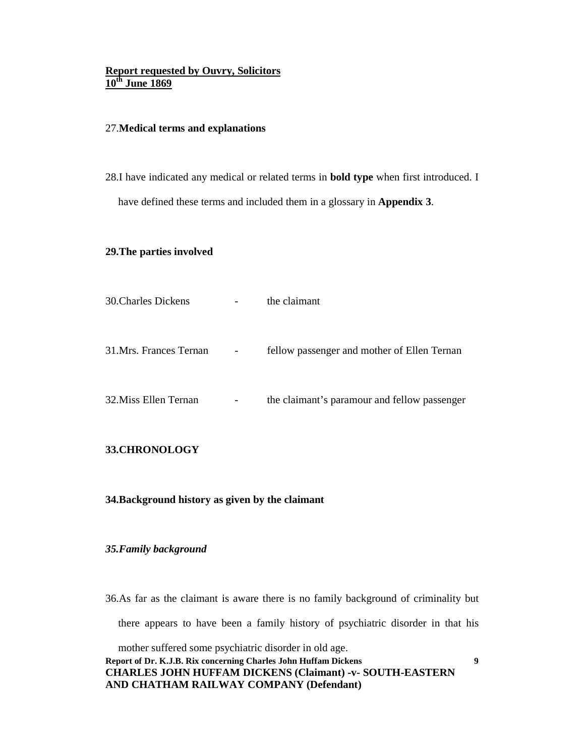**Report requested by Ouvry, Solicitors**
**10th June 1869**

27.**Medical terms and explanations**

28.I have indicated any medical or related terms in **bold type** when first introduced. I have defined these terms and included them in a glossary in **Appendix 3**.

**29.The parties involved**

| | | |
|---|---|---|
| 30.Charles Dickens | - | the claimant |
| 31.Mrs. Frances Ternan | - | fellow passenger and mother of Ellen Ternan |
| 32.Miss Ellen Ternan | - | the claimant's paramour and fellow passenger |

**33.CHRONOLOGY**

**34.Background history as given by the claimant**

***35.Family background***

36.As far as the claimant is aware there is no family background of criminality but there appears to have been a family history of psychiatric disorder in that his mother suffered some psychiatric disorder in old age.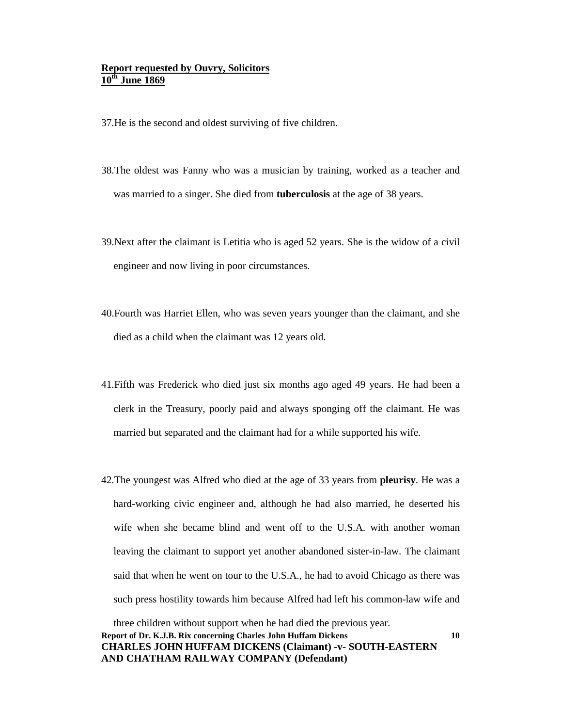**Report requested by Ouvry, Solicitors**
**10th June 1869**

37. He is the second and oldest surviving of five children.

38. The oldest was Fanny who was a musician by training, worked as a teacher and was married to a singer. She died from **tuberculosis** at the age of 38 years.

39. Next after the claimant is Letitia who is aged 52 years. She is the widow of a civil engineer and now living in poor circumstances.

40. Fourth was Harriet Ellen, who was seven years younger than the claimant, and she died as a child when the claimant was 12 years old.

41. Fifth was Frederick who died just six months ago aged 49 years. He had been a clerk in the Treasury, poorly paid and always sponging off the claimant. He was married but separated and the claimant had for a while supported his wife.

42. The youngest was Alfred who died at the age of 33 years from **pleurisy**. He was a hard-working civic engineer and, although he had also married, he deserted his wife when she became blind and went off to the U.S.A. with another woman leaving the claimant to support yet another abandoned sister-in-law. The claimant said that when he went on tour to the U.S.A., he had to avoid Chicago as there was such press hostility towards him because Alfred had left his common-law wife and three children without support when he had died the previous year.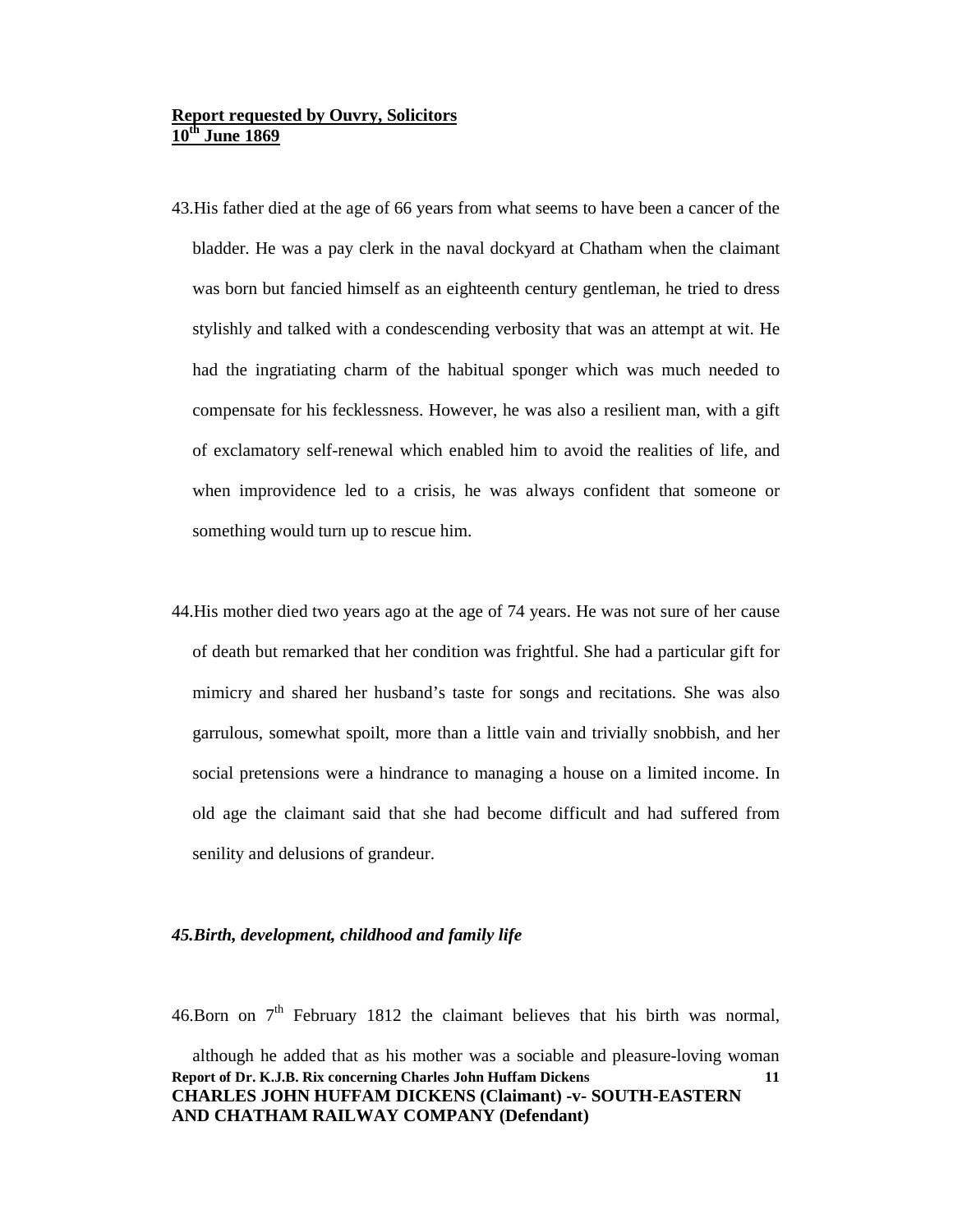**Report requested by Ouvry, Solicitors**
**10th June 1869**

43. His father died at the age of 66 years from what seems to have been a cancer of the bladder. He was a pay clerk in the naval dockyard at Chatham when the claimant was born but fancied himself as an eighteenth century gentleman, he tried to dress stylishly and talked with a condescending verbosity that was an attempt at wit. He had the ingratiating charm of the habitual sponger which was much needed to compensate for his fecklessness. However, he was also a resilient man, with a gift of exclamatory self-renewal which enabled him to avoid the realities of life, and when improvidence led to a crisis, he was always confident that someone or something would turn up to rescue him.

44. His mother died two years ago at the age of 74 years. He was not sure of her cause of death but remarked that her condition was frightful. She had a particular gift for mimicry and shared her husband's taste for songs and recitations. She was also garrulous, somewhat spoilt, more than a little vain and trivially snobbish, and her social pretensions were a hindrance to managing a house on a limited income. In old age the claimant said that she had become difficult and had suffered from senility and delusions of grandeur.

***45. Birth, development, childhood and family life***

46. Born on 7th February 1812 the claimant believes that his birth was normal, although he added that as his mother was a sociable and pleasure-loving woman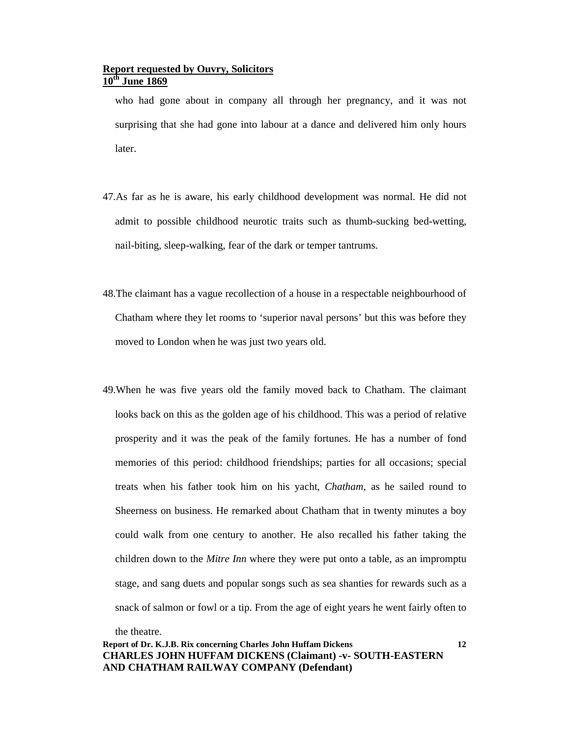who had gone about in company all through her pregnancy, and it was not surprising that she had gone into labour at a dance and delivered him only hours later.

47. As far as he is aware, his early childhood development was normal. He did not admit to possible childhood neurotic traits such as thumb-sucking bed-wetting, nail-biting, sleep-walking, fear of the dark or temper tantrums.

48. The claimant has a vague recollection of a house in a respectable neighbourhood of Chatham where they let rooms to 'superior naval persons' but this was before they moved to London when he was just two years old.

49. When he was five years old the family moved back to Chatham. The claimant looks back on this as the golden age of his childhood. This was a period of relative prosperity and it was the peak of the family fortunes. He has a number of fond memories of this period: childhood friendships; parties for all occasions; special treats when his father took him on his yacht, *Chatham*, as he sailed round to Sheerness on business. He remarked about Chatham that in twenty minutes a boy could walk from one century to another. He also recalled his father taking the children down to the *Mitre Inn* where they were put onto a table, as an impromptu stage, and sang duets and popular songs such as sea shanties for rewards such as a snack of salmon or fowl or a tip. From the age of eight years he went fairly often to the theatre.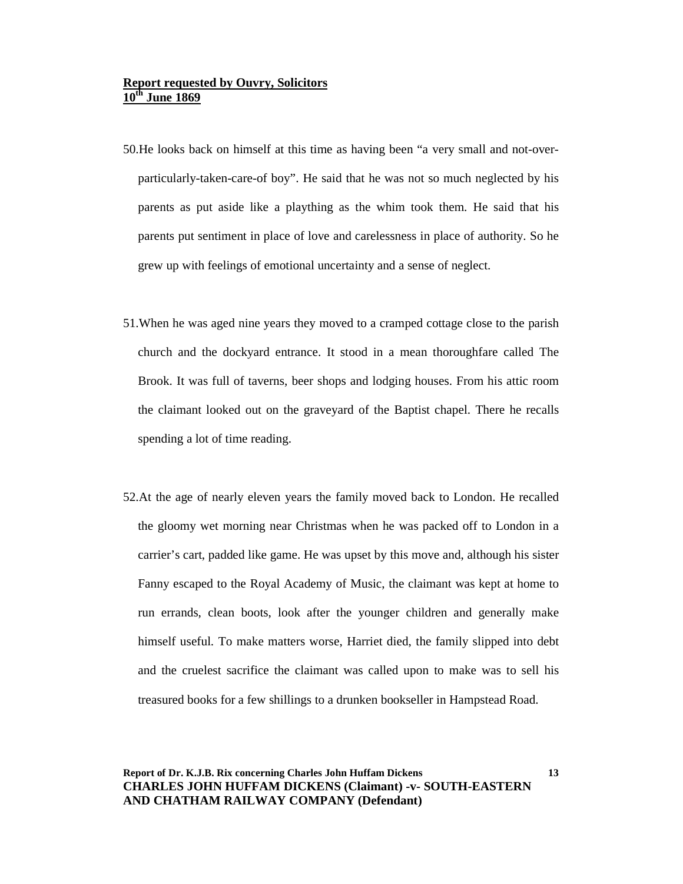**Report requested by Ouvry, Solicitors**
**10th June 1869**

50. He looks back on himself at this time as having been "a very small and not-over-particularly-taken-care-of boy". He said that he was not so much neglected by his parents as put aside like a plaything as the whim took them. He said that his parents put sentiment in place of love and carelessness in place of authority. So he grew up with feelings of emotional uncertainty and a sense of neglect.

51. When he was aged nine years they moved to a cramped cottage close to the parish church and the dockyard entrance. It stood in a mean thoroughfare called The Brook. It was full of taverns, beer shops and lodging houses. From his attic room the claimant looked out on the graveyard of the Baptist chapel. There he recalls spending a lot of time reading.

52. At the age of nearly eleven years the family moved back to London. He recalled the gloomy wet morning near Christmas when he was packed off to London in a carrier's cart, padded like game. He was upset by this move and, although his sister Fanny escaped to the Royal Academy of Music, the claimant was kept at home to run errands, clean boots, look after the younger children and generally make himself useful. To make matters worse, Harriet died, the family slipped into debt and the cruelest sacrifice the claimant was called upon to make was to sell his treasured books for a few shillings to a drunken bookseller in Hampstead Road.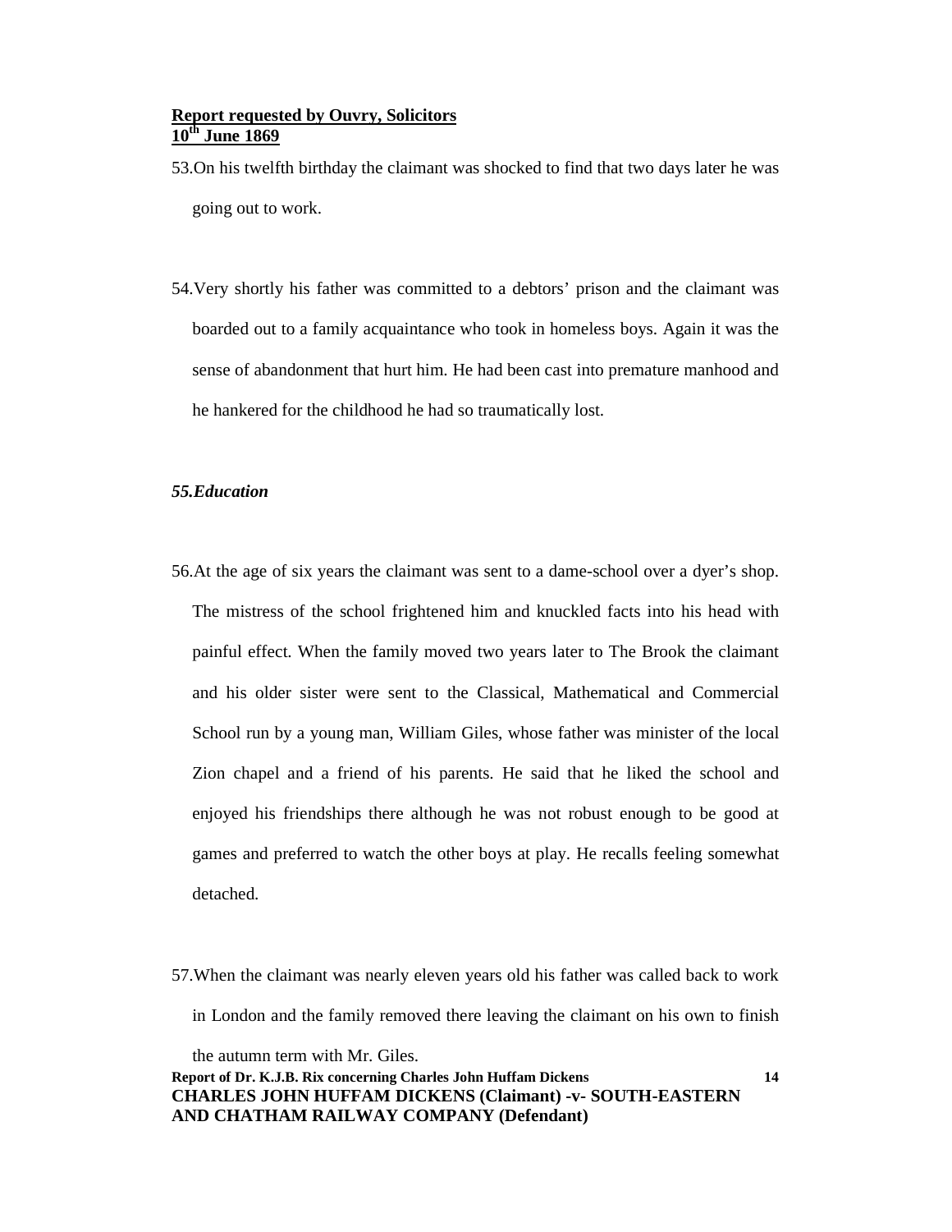53. On his twelfth birthday the claimant was shocked to find that two days later he was going out to work.

54. Very shortly his father was committed to a debtors' prison and the claimant was boarded out to a family acquaintance who took in homeless boys. Again it was the sense of abandonment that hurt him. He had been cast into premature manhood and he hankered for the childhood he had so traumatically lost.

***55. Education***

56. At the age of six years the claimant was sent to a dame-school over a dyer's shop. The mistress of the school frightened him and knuckled facts into his head with painful effect. When the family moved two years later to The Brook the claimant and his older sister were sent to the Classical, Mathematical and Commercial School run by a young man, William Giles, whose father was minister of the local Zion chapel and a friend of his parents. He said that he liked the school and enjoyed his friendships there although he was not robust enough to be good at games and preferred to watch the other boys at play. He recalls feeling somewhat detached.

57. When the claimant was nearly eleven years old his father was called back to work in London and the family removed there leaving the claimant on his own to finish the autumn term with Mr. Giles.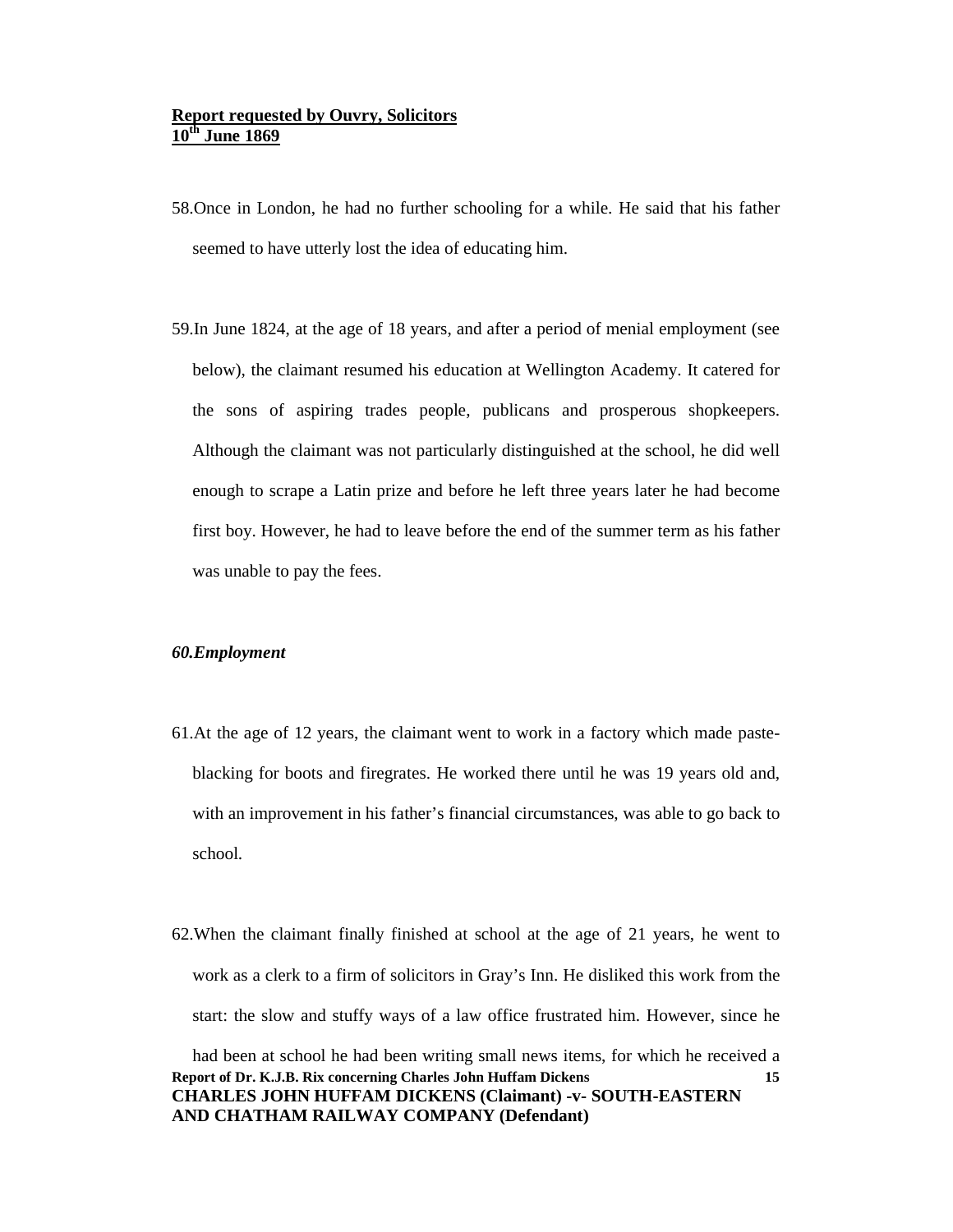58. Once in London, he had no further schooling for a while. He said that his father seemed to have utterly lost the idea of educating him.

59. In June 1824, at the age of 18 years, and after a period of menial employment (see below), the claimant resumed his education at Wellington Academy. It catered for the sons of aspiring trades people, publicans and prosperous shopkeepers. Although the claimant was not particularly distinguished at the school, he did well enough to scrape a Latin prize and before he left three years later he had become first boy. However, he had to leave before the end of the summer term as his father was unable to pay the fees.

***60. Employment***

61. At the age of 12 years, the claimant went to work in a factory which made paste-blacking for boots and firegrates. He worked there until he was 19 years old and, with an improvement in his father's financial circumstances, was able to go back to school.

62. When the claimant finally finished at school at the age of 21 years, he went to work as a clerk to a firm of solicitors in Gray's Inn. He disliked this work from the start: the slow and stuffy ways of a law office frustrated him. However, since he had been at school he had been writing small news items, for which he received a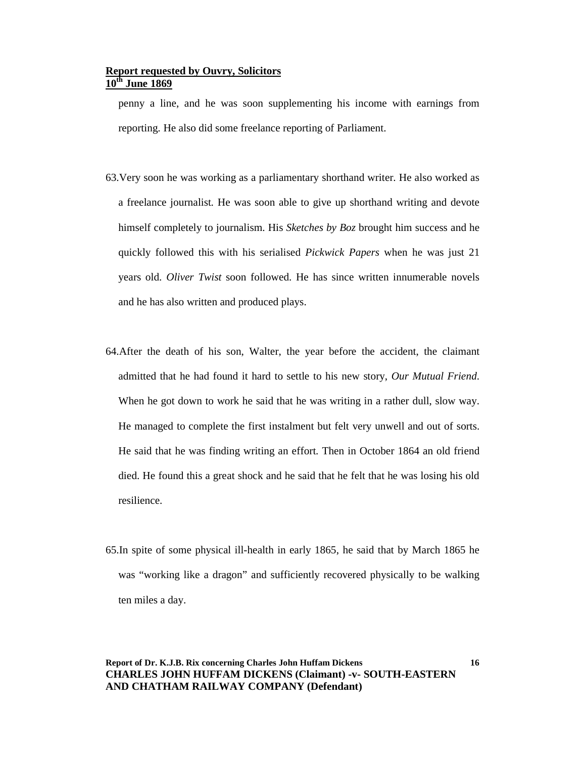penny a line, and he was soon supplementing his income with earnings from reporting. He also did some freelance reporting of Parliament.

63. Very soon he was working as a parliamentary shorthand writer. He also worked as a freelance journalist. He was soon able to give up shorthand writing and devote himself completely to journalism. His *Sketches by Boz* brought him success and he quickly followed this with his serialised *Pickwick Papers* when he was just 21 years old. *Oliver Twist* soon followed. He has since written innumerable novels and he has also written and produced plays.

64. After the death of his son, Walter, the year before the accident, the claimant admitted that he had found it hard to settle to his new story, *Our Mutual Friend*. When he got down to work he said that he was writing in a rather dull, slow way. He managed to complete the first instalment but felt very unwell and out of sorts. He said that he was finding writing an effort. Then in October 1864 an old friend died. He found this a great shock and he said that he felt that he was losing his old resilience.

65. In spite of some physical ill-health in early 1865, he said that by March 1865 he was "working like a dragon" and sufficiently recovered physically to be walking ten miles a day.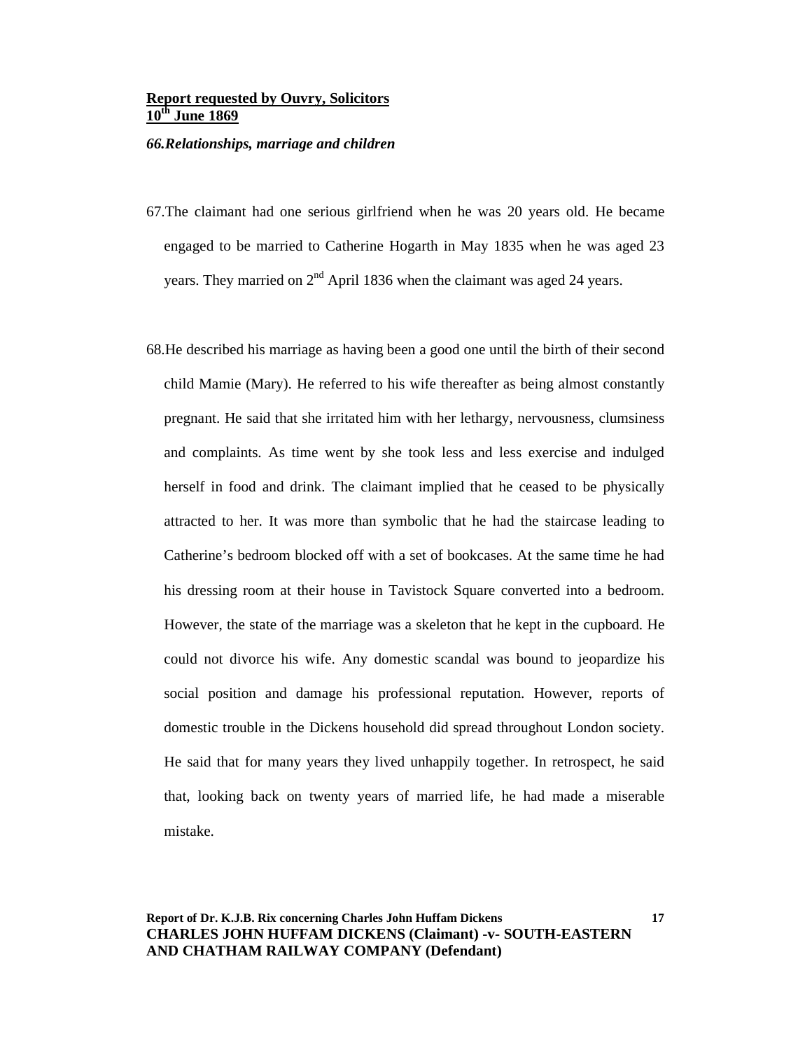**Report requested by Ouvry, Solicitors**
**10th June 1869**

***66.Relationships, marriage and children***

67.The claimant had one serious girlfriend when he was 20 years old. He became engaged to be married to Catherine Hogarth in May 1835 when he was aged 23 years. They married on 2nd April 1836 when the claimant was aged 24 years.

68.He described his marriage as having been a good one until the birth of their second child Mamie (Mary). He referred to his wife thereafter as being almost constantly pregnant. He said that she irritated him with her lethargy, nervousness, clumsiness and complaints. As time went by she took less and less exercise and indulged herself in food and drink. The claimant implied that he ceased to be physically attracted to her. It was more than symbolic that he had the staircase leading to Catherine's bedroom blocked off with a set of bookcases. At the same time he had his dressing room at their house in Tavistock Square converted into a bedroom. However, the state of the marriage was a skeleton that he kept in the cupboard. He could not divorce his wife. Any domestic scandal was bound to jeopardize his social position and damage his professional reputation. However, reports of domestic trouble in the Dickens household did spread throughout London society. He said that for many years they lived unhappily together. In retrospect, he said that, looking back on twenty years of married life, he had made a miserable mistake.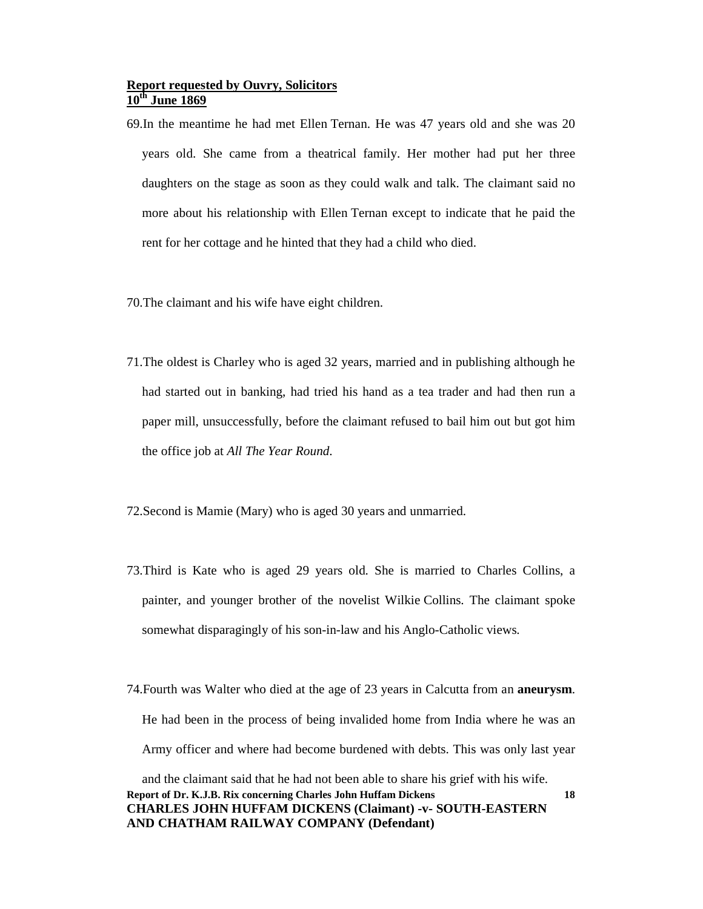**Report requested by Ouvry, Solicitors**
**10th June 1869**

69. In the meantime he had met Ellen Ternan. He was 47 years old and she was 20 years old. She came from a theatrical family. Her mother had put her three daughters on the stage as soon as they could walk and talk. The claimant said no more about his relationship with Ellen Ternan except to indicate that he paid the rent for her cottage and he hinted that they had a child who died.

70. The claimant and his wife have eight children.

71. The oldest is Charley who is aged 32 years, married and in publishing although he had started out in banking, had tried his hand as a tea trader and had then run a paper mill, unsuccessfully, before the claimant refused to bail him out but got him the office job at *All The Year Round*.

72. Second is Mamie (Mary) who is aged 30 years and unmarried.

73. Third is Kate who is aged 29 years old. She is married to Charles Collins, a painter, and younger brother of the novelist Wilkie Collins. The claimant spoke somewhat disparagingly of his son-in-law and his Anglo-Catholic views.

74. Fourth was Walter who died at the age of 23 years in Calcutta from an **aneurysm**. He had been in the process of being invalided home from India where he was an Army officer and where had become burdened with debts. This was only last year and the claimant said that he had not been able to share his grief with his wife.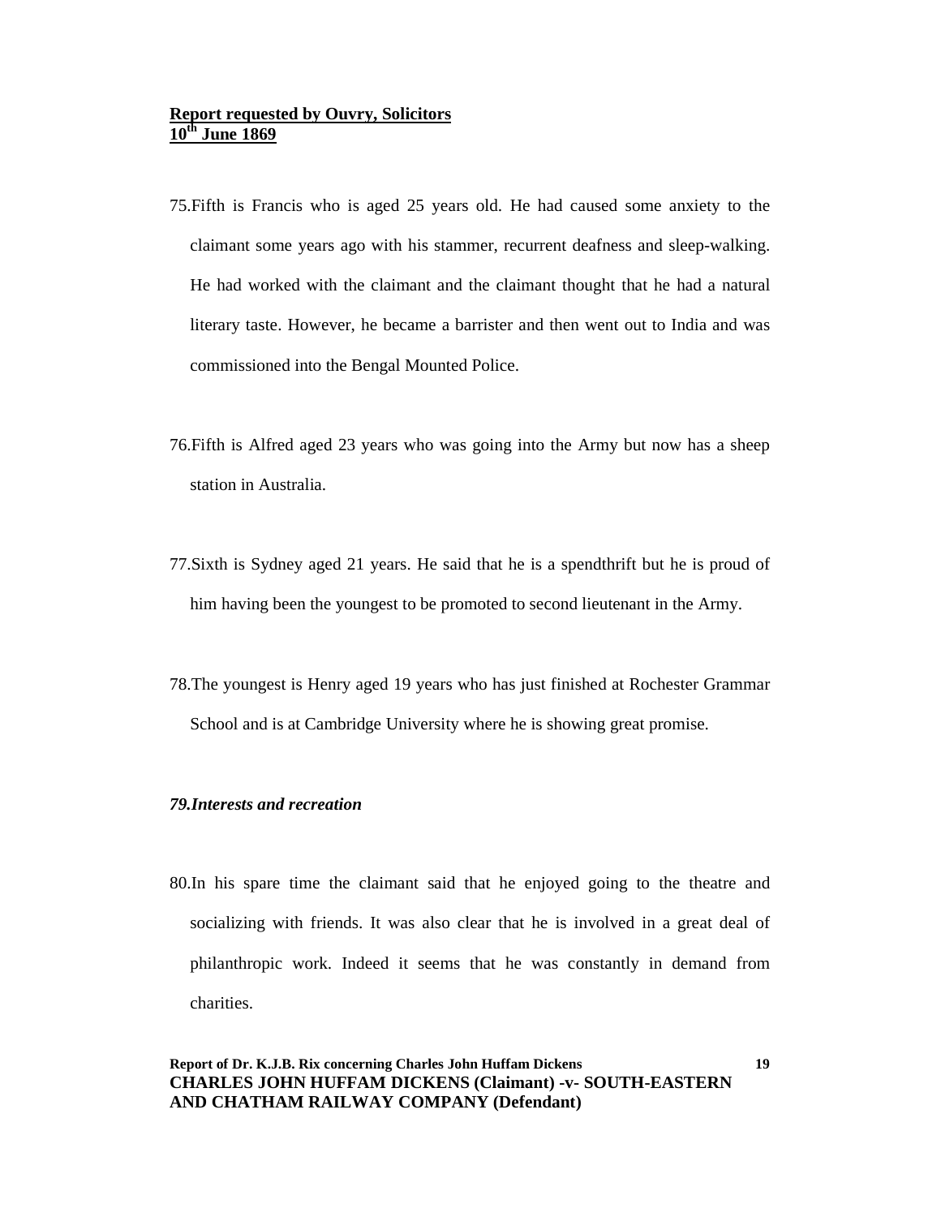75. Fifth is Francis who is aged 25 years old. He had caused some anxiety to the claimant some years ago with his stammer, recurrent deafness and sleep-walking. He had worked with the claimant and the claimant thought that he had a natural literary taste. However, he became a barrister and then went out to India and was commissioned into the Bengal Mounted Police.

76. Fifth is Alfred aged 23 years who was going into the Army but now has a sheep station in Australia.

77. Sixth is Sydney aged 21 years. He said that he is a spendthrift but he is proud of him having been the youngest to be promoted to second lieutenant in the Army.

78. The youngest is Henry aged 19 years who has just finished at Rochester Grammar School and is at Cambridge University where he is showing great promise.

***79. Interests and recreation***

80. In his spare time the claimant said that he enjoyed going to the theatre and socializing with friends. It was also clear that he is involved in a great deal of philanthropic work. Indeed it seems that he was constantly in demand from charities.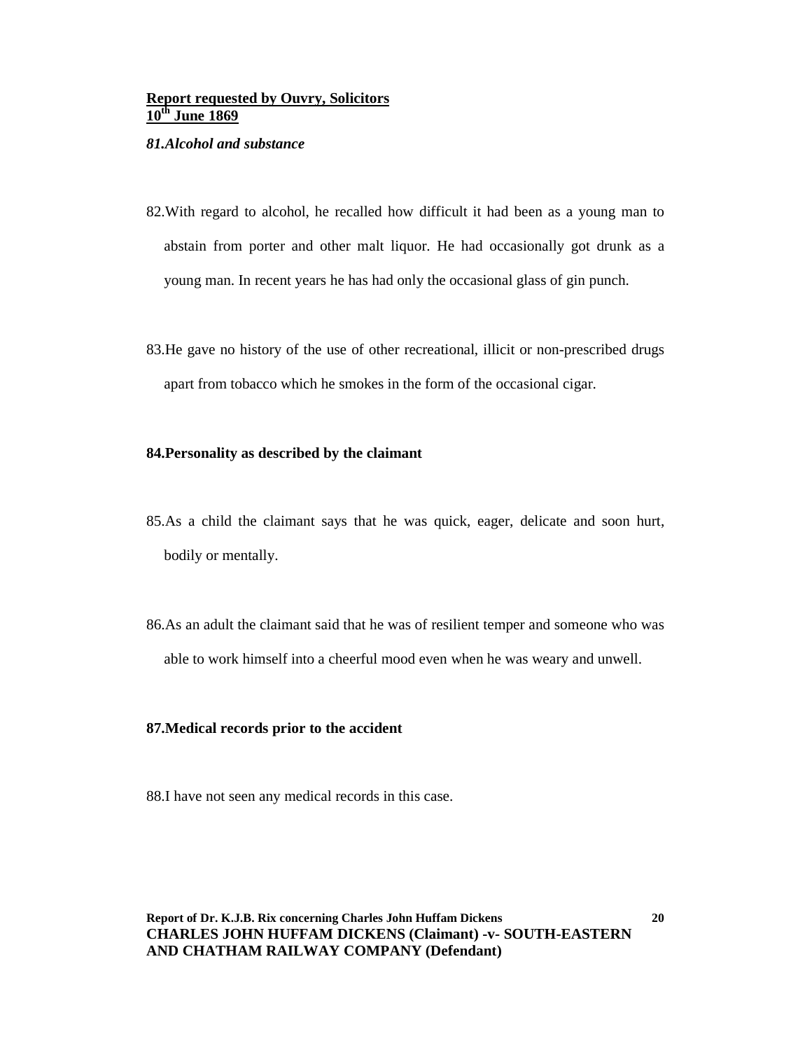**Report requested by Ouvry, Solicitors**
**10th June 1869**

***81.Alcohol and substance***

82.With regard to alcohol, he recalled how difficult it had been as a young man to abstain from porter and other malt liquor. He had occasionally got drunk as a young man. In recent years he has had only the occasional glass of gin punch.

83.He gave no history of the use of other recreational, illicit or non-prescribed drugs apart from tobacco which he smokes in the form of the occasional cigar.

**84.Personality as described by the claimant**

85.As a child the claimant says that he was quick, eager, delicate and soon hurt, bodily or mentally.

86.As an adult the claimant said that he was of resilient temper and someone who was able to work himself into a cheerful mood even when he was weary and unwell.

**87.Medical records prior to the accident**

88.I have not seen any medical records in this case.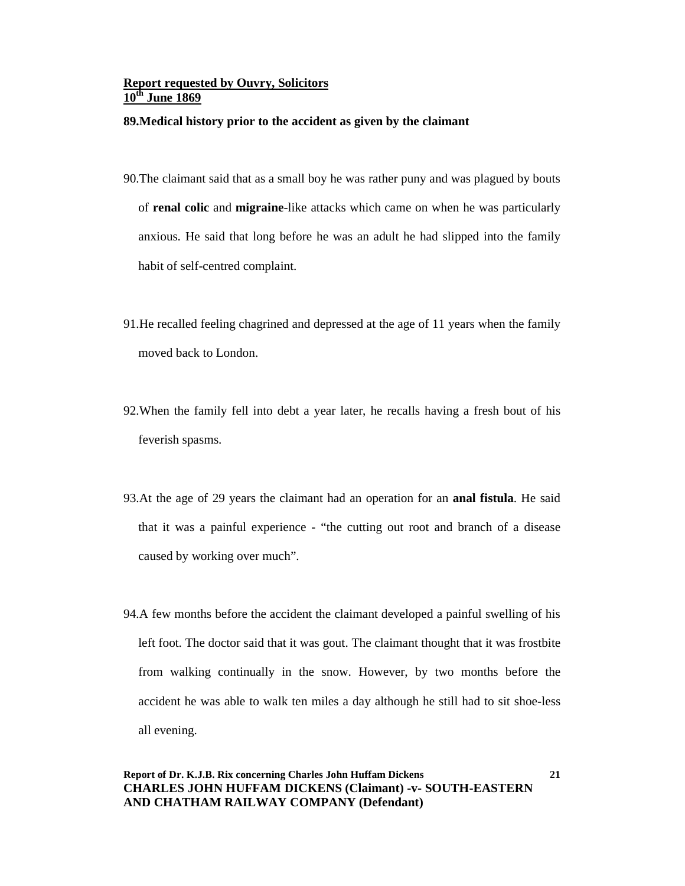**Report requested by Ouvry, Solicitors**
**10th June 1869**

**89.Medical history prior to the accident as given by the claimant**

90.The claimant said that as a small boy he was rather puny and was plagued by bouts of **renal colic** and **migraine**-like attacks which came on when he was particularly anxious. He said that long before he was an adult he had slipped into the family habit of self-centred complaint.

91.He recalled feeling chagrined and depressed at the age of 11 years when the family moved back to London.

92.When the family fell into debt a year later, he recalls having a fresh bout of his feverish spasms.

93.At the age of 29 years the claimant had an operation for an **anal fistula**. He said that it was a painful experience - "the cutting out root and branch of a disease caused by working over much".

94.A few months before the accident the claimant developed a painful swelling of his left foot. The doctor said that it was gout. The claimant thought that it was frostbite from walking continually in the snow. However, by two months before the accident he was able to walk ten miles a day although he still had to sit shoe-less all evening.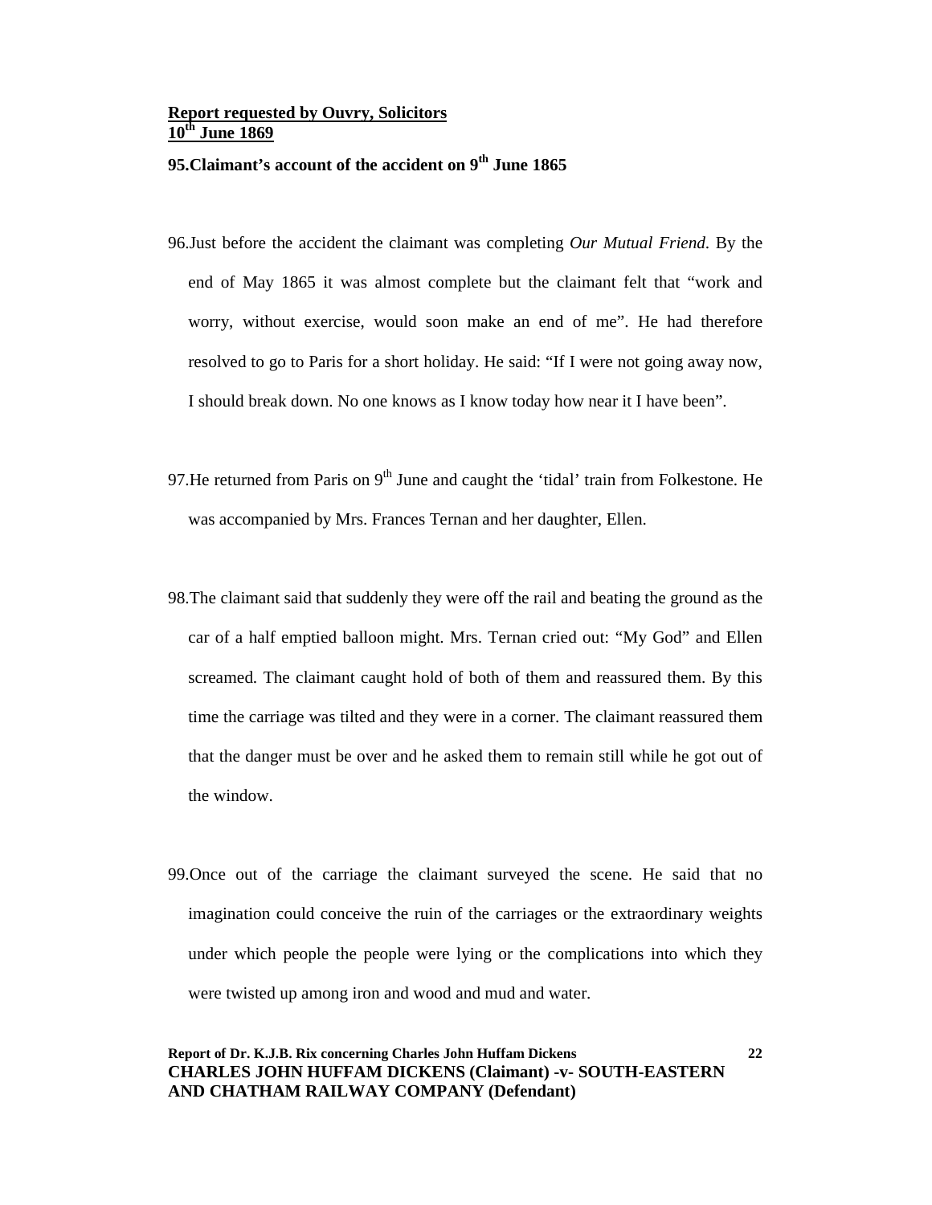**<u>Report requested by Ouvry, Solicitors</u>**
**<u>10th June 1869</u>**

**95. Claimant's account of the accident on 9th June 1865**

96. Just before the accident the claimant was completing *Our Mutual Friend*. By the end of May 1865 it was almost complete but the claimant felt that "work and worry, without exercise, would soon make an end of me". He had therefore resolved to go to Paris for a short holiday. He said: "If I were not going away now, I should break down. No one knows as I know today how near it I have been".

97. He returned from Paris on 9th June and caught the 'tidal' train from Folkestone. He was accompanied by Mrs. Frances Ternan and her daughter, Ellen.

98. The claimant said that suddenly they were off the rail and beating the ground as the car of a half emptied balloon might. Mrs. Ternan cried out: "My God" and Ellen screamed. The claimant caught hold of both of them and reassured them. By this time the carriage was tilted and they were in a corner. The claimant reassured them that the danger must be over and he asked them to remain still while he got out of the window.

99. Once out of the carriage the claimant surveyed the scene. He said that no imagination could conceive the ruin of the carriages or the extraordinary weights under which people the people were lying or the complications into which they were twisted up among iron and wood and mud and water.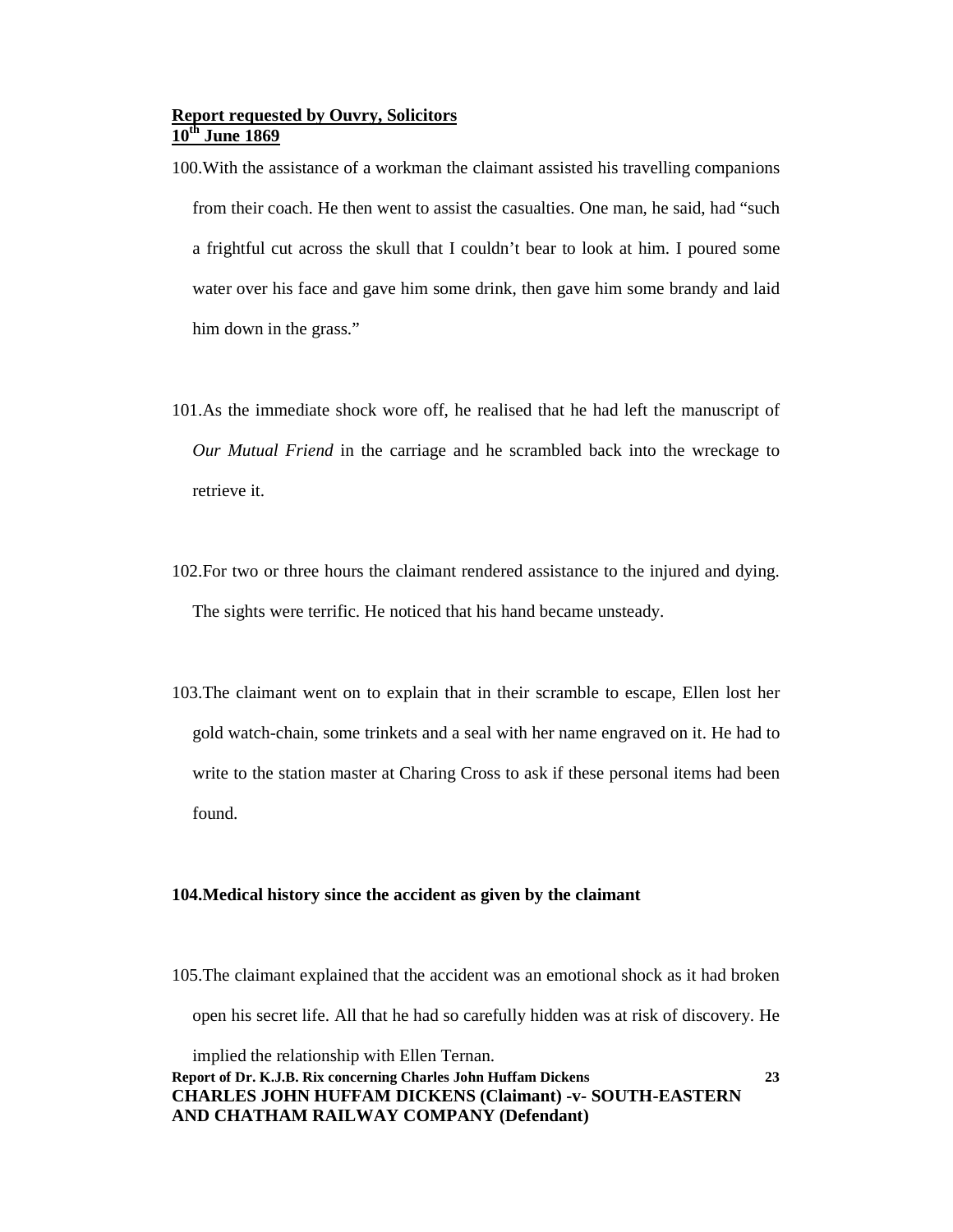**Report requested by Ouvry, Solicitors**
**10th June 1869**

100. With the assistance of a workman the claimant assisted his travelling companions from their coach. He then went to assist the casualties. One man, he said, had "such a frightful cut across the skull that I couldn't bear to look at him. I poured some water over his face and gave him some drink, then gave him some brandy and laid him down in the grass."

101. As the immediate shock wore off, he realised that he had left the manuscript of *Our Mutual Friend* in the carriage and he scrambled back into the wreckage to retrieve it.

102. For two or three hours the claimant rendered assistance to the injured and dying. The sights were terrific. He noticed that his hand became unsteady.

103. The claimant went on to explain that in their scramble to escape, Ellen lost her gold watch-chain, some trinkets and a seal with her name engraved on it. He had to write to the station master at Charing Cross to ask if these personal items had been found.

**104. Medical history since the accident as given by the claimant**

105. The claimant explained that the accident was an emotional shock as it had broken open his secret life. All that he had so carefully hidden was at risk of discovery. He implied the relationship with Ellen Ternan.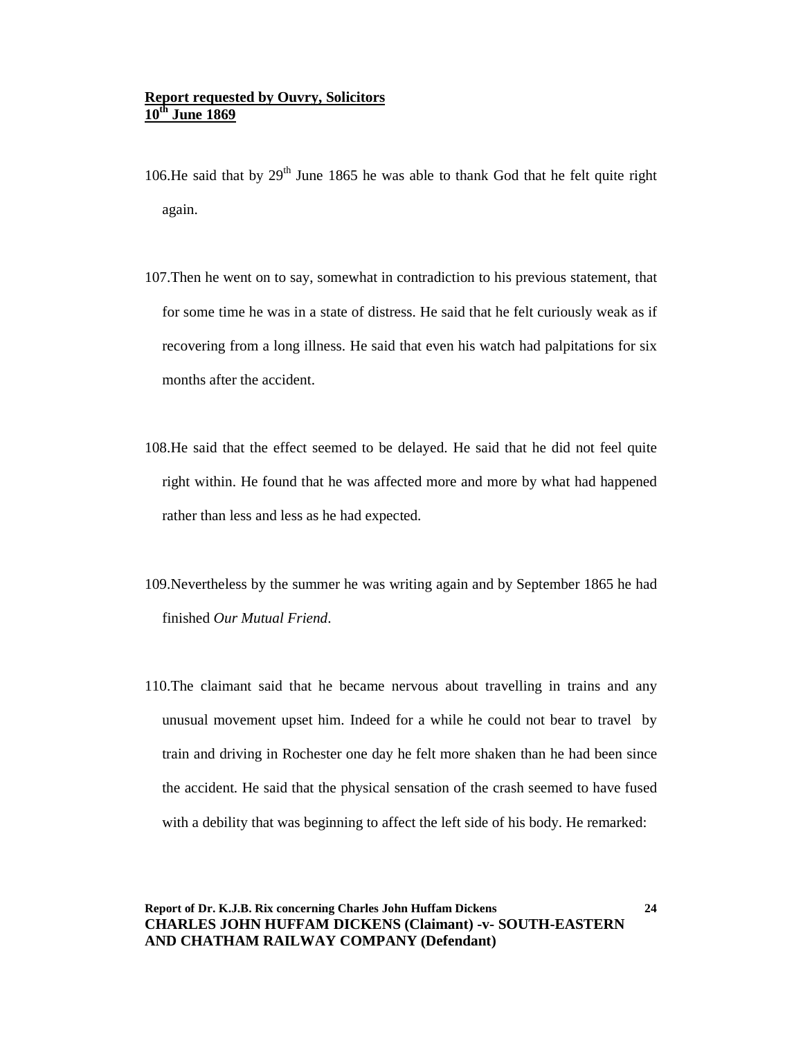**Report requested by Ouvry, Solicitors**
**10th June 1869**

106. He said that by 29th June 1865 he was able to thank God that he felt quite right again.

107. Then he went on to say, somewhat in contradiction to his previous statement, that for some time he was in a state of distress. He said that he felt curiously weak as if recovering from a long illness. He said that even his watch had palpitations for six months after the accident.

108. He said that the effect seemed to be delayed. He said that he did not feel quite right within. He found that he was affected more and more by what had happened rather than less and less as he had expected.

109. Nevertheless by the summer he was writing again and by September 1865 he had finished *Our Mutual Friend*.

110. The claimant said that he became nervous about travelling in trains and any unusual movement upset him. Indeed for a while he could not bear to travel by train and driving in Rochester one day he felt more shaken than he had been since the accident. He said that the physical sensation of the crash seemed to have fused with a debility that was beginning to affect the left side of his body. He remarked: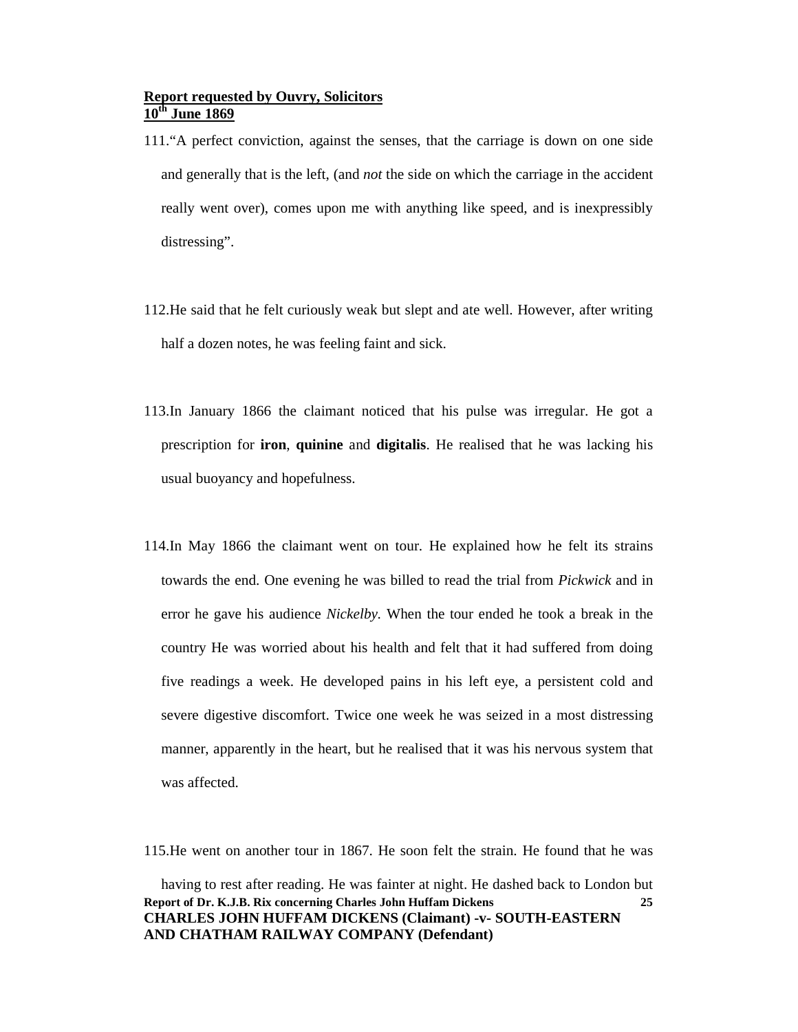**Report requested by Ouvry, Solicitors**
**10th June 1869**

111.“A perfect conviction, against the senses, that the carriage is down on one side and generally that is the left, (and *not* the side on which the carriage in the accident really went over), comes upon me with anything like speed, and is inexpressibly distressing”.

112.He said that he felt curiously weak but slept and ate well. However, after writing half a dozen notes, he was feeling faint and sick.

113.In January 1866 the claimant noticed that his pulse was irregular. He got a prescription for **iron**, **quinine** and **digitalis**. He realised that he was lacking his usual buoyancy and hopefulness.

114.In May 1866 the claimant went on tour. He explained how he felt its strains towards the end. One evening he was billed to read the trial from *Pickwick* and in error he gave his audience *Nickelby*. When the tour ended he took a break in the country He was worried about his health and felt that it had suffered from doing five readings a week. He developed pains in his left eye, a persistent cold and severe digestive discomfort. Twice one week he was seized in a most distressing manner, apparently in the heart, but he realised that it was his nervous system that was affected.

115.He went on another tour in 1867. He soon felt the strain. He found that he was having to rest after reading. He was fainter at night. He dashed back to London but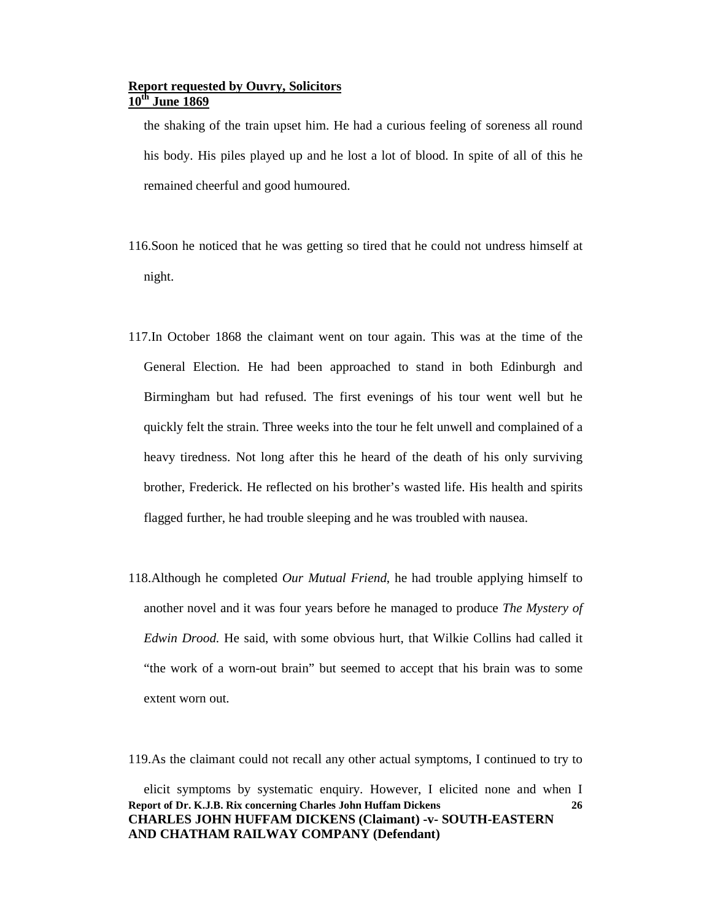the shaking of the train upset him. He had a curious feeling of soreness all round his body. His piles played up and he lost a lot of blood. In spite of all of this he remained cheerful and good humoured.

116. Soon he noticed that he was getting so tired that he could not undress himself at night.

117. In October 1868 the claimant went on tour again. This was at the time of the General Election. He had been approached to stand in both Edinburgh and Birmingham but had refused. The first evenings of his tour went well but he quickly felt the strain. Three weeks into the tour he felt unwell and complained of a heavy tiredness. Not long after this he heard of the death of his only surviving brother, Frederick. He reflected on his brother's wasted life. His health and spirits flagged further, he had trouble sleeping and he was troubled with nausea.

118. Although he completed *Our Mutual Friend*, he had trouble applying himself to another novel and it was four years before he managed to produce *The Mystery of Edwin Drood.* He said, with some obvious hurt, that Wilkie Collins had called it "the work of a worn-out brain" but seemed to accept that his brain was to some extent worn out.

119. As the claimant could not recall any other actual symptoms, I continued to try to elicit symptoms by systematic enquiry. However, I elicited none and when I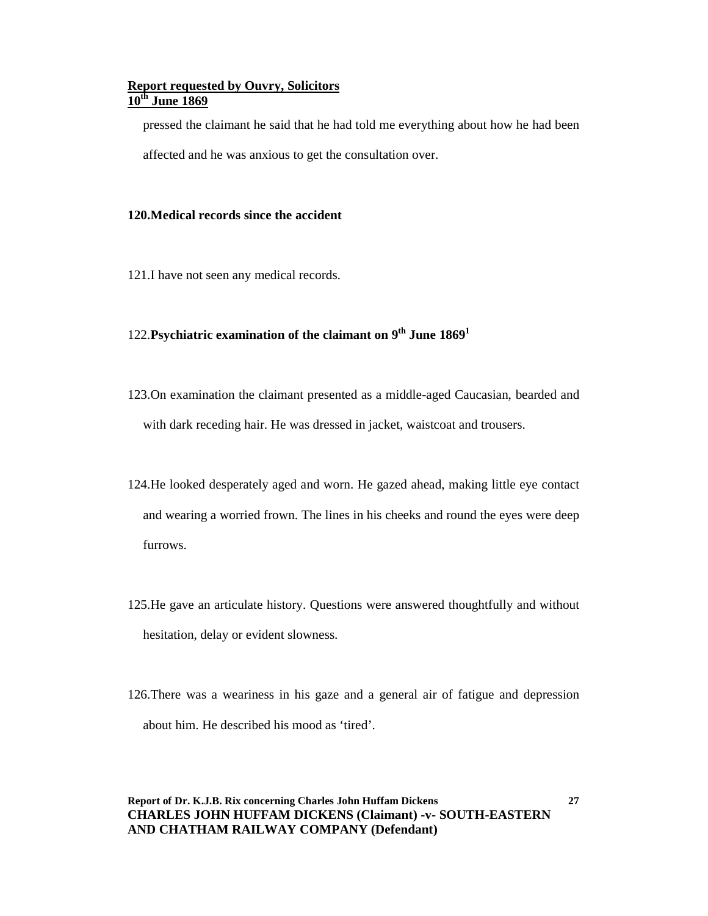pressed the claimant he said that he had told me everything about how he had been affected and he was anxious to get the consultation over.

**120.Medical records since the accident**

121.I have not seen any medical records.

122.**Psychiatric examination of the claimant on 9th June 1869**[1]

123.On examination the claimant presented as a middle-aged Caucasian, bearded and with dark receding hair. He was dressed in jacket, waistcoat and trousers.

124.He looked desperately aged and worn. He gazed ahead, making little eye contact and wearing a worried frown. The lines in his cheeks and round the eyes were deep furrows.

125.He gave an articulate history. Questions were answered thoughtfully and without hesitation, delay or evident slowness.

126.There was a weariness in his gaze and a general air of fatigue and depression about him. He described his mood as 'tired'.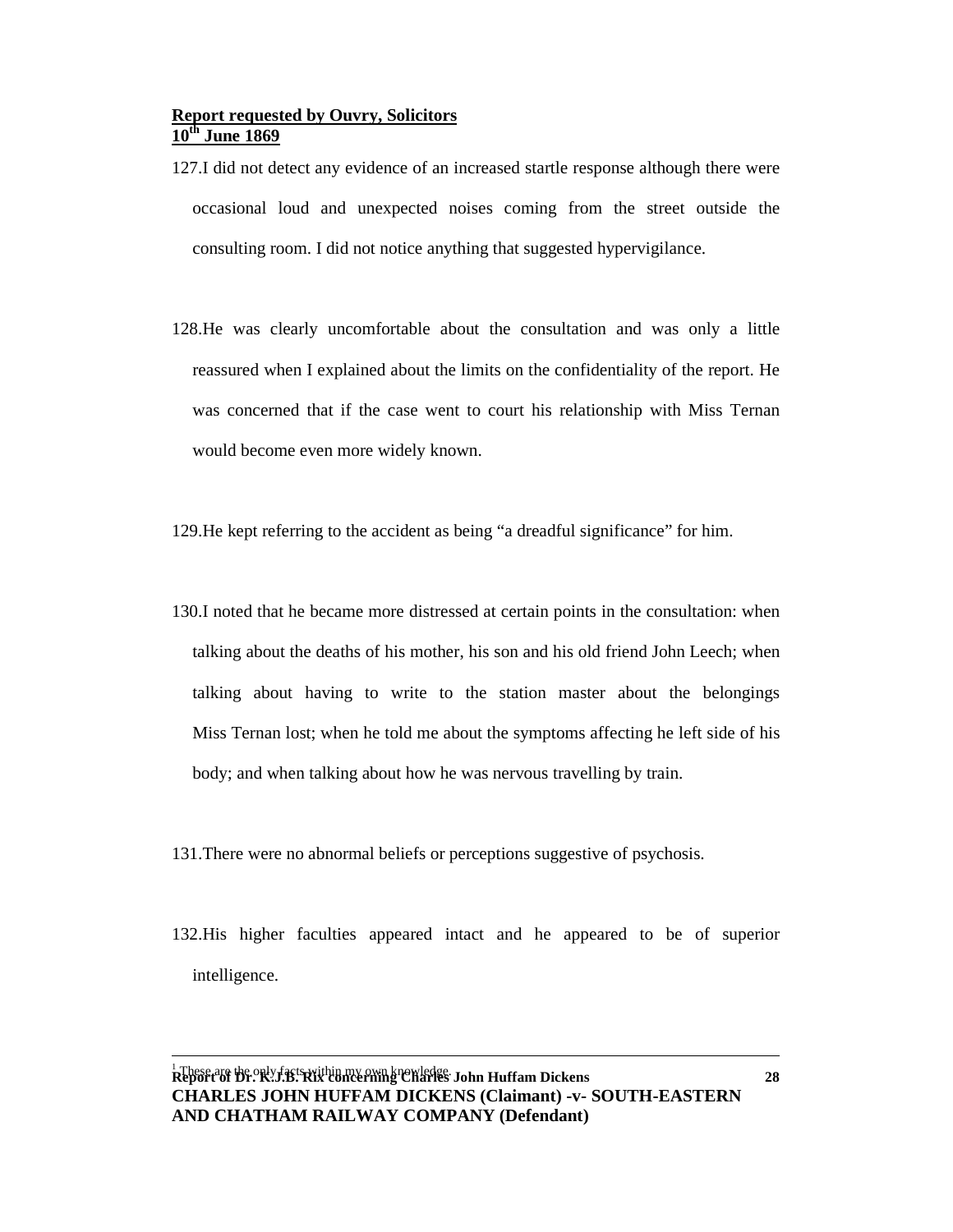127. I did not detect any evidence of an increased startle response although there were occasional loud and unexpected noises coming from the street outside the consulting room. I did not notice anything that suggested hypervigilance.

128. He was clearly uncomfortable about the consultation and was only a little reassured when I explained about the limits on the confidentiality of the report. He was concerned that if the case went to court his relationship with Miss Ternan would become even more widely known.

129. He kept referring to the accident as being "a dreadful significance" for him.

130. I noted that he became more distressed at certain points in the consultation: when talking about the deaths of his mother, his son and his old friend John Leech; when talking about having to write to the station master about the belongings Miss Ternan lost; when he told me about the symptoms affecting he left side of his body; and when talking about how he was nervous travelling by train.

131. There were no abnormal beliefs or perceptions suggestive of psychosis.

132. His higher faculties appeared intact and he appeared to be of superior intelligence.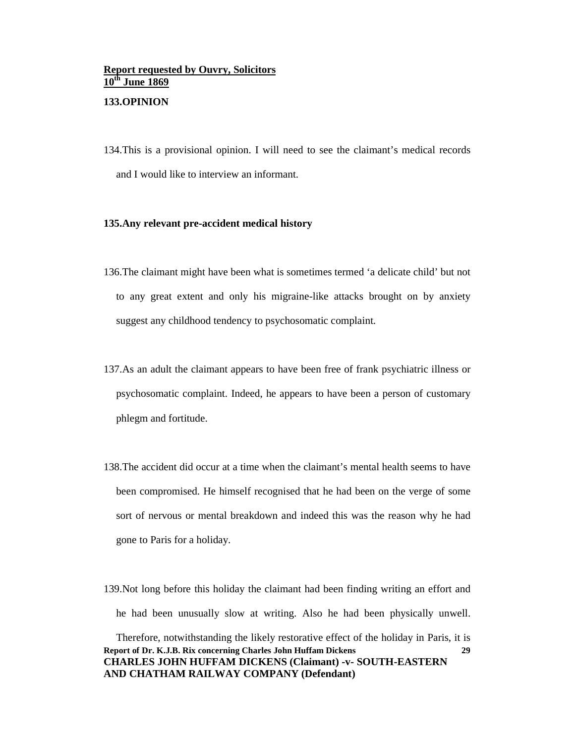**Report requested by Ouvry, Solicitors**
**10th June 1869**

**133.OPINION**

134.This is a provisional opinion. I will need to see the claimant's medical records and I would like to interview an informant.

**135.Any relevant pre-accident medical history**

136.The claimant might have been what is sometimes termed 'a delicate child' but not to any great extent and only his migraine-like attacks brought on by anxiety suggest any childhood tendency to psychosomatic complaint.

137.As an adult the claimant appears to have been free of frank psychiatric illness or psychosomatic complaint. Indeed, he appears to have been a person of customary phlegm and fortitude.

138.The accident did occur at a time when the claimant's mental health seems to have been compromised. He himself recognised that he had been on the verge of some sort of nervous or mental breakdown and indeed this was the reason why he had gone to Paris for a holiday.

139.Not long before this holiday the claimant had been finding writing an effort and he had been unusually slow at writing. Also he had been physically unwell. Therefore, notwithstanding the likely restorative effect of the holiday in Paris, it is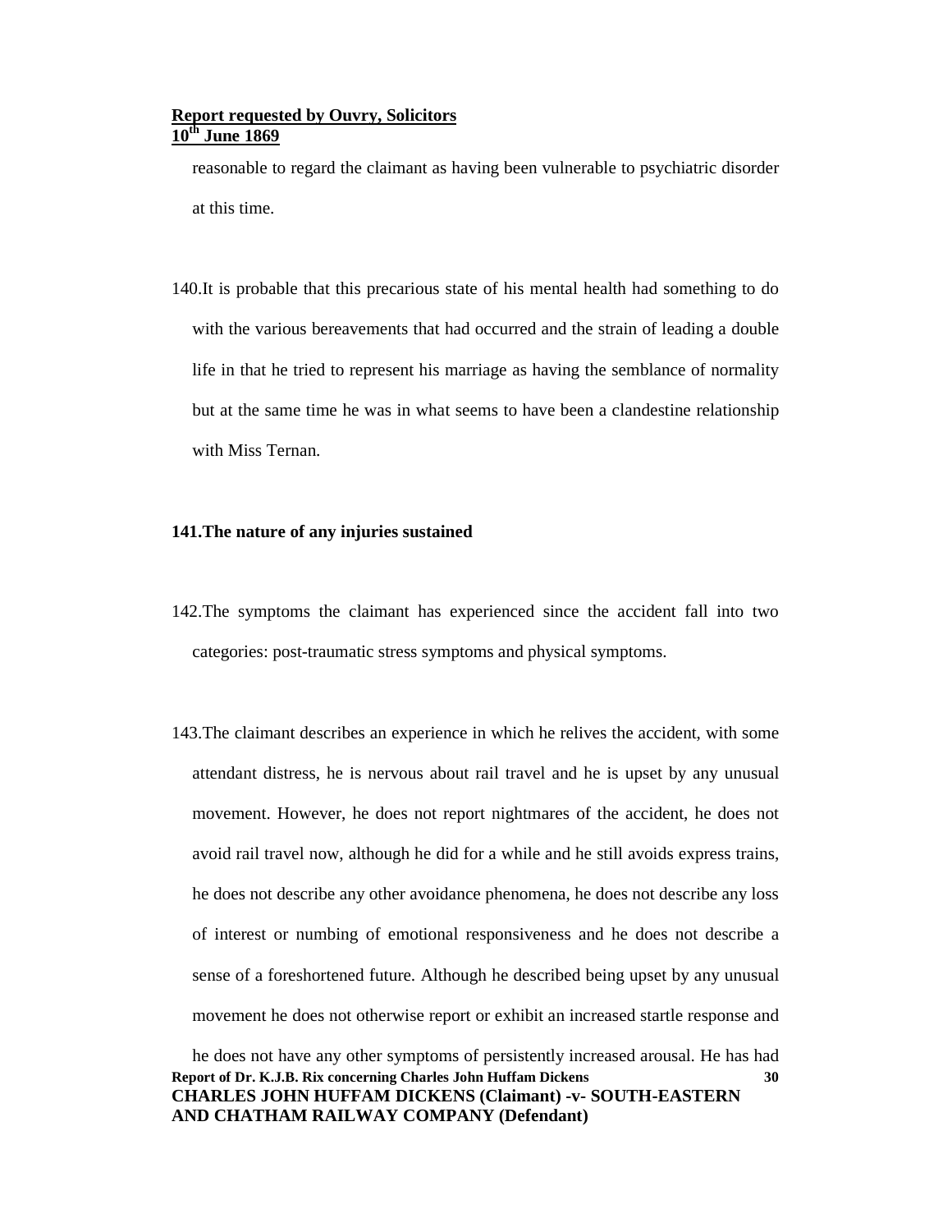reasonable to regard the claimant as having been vulnerable to psychiatric disorder at this time.

140. It is probable that this precarious state of his mental health had something to do with the various bereavements that had occurred and the strain of leading a double life in that he tried to represent his marriage as having the semblance of normality but at the same time he was in what seems to have been a clandestine relationship with Miss Ternan.

**141. The nature of any injuries sustained**

142. The symptoms the claimant has experienced since the accident fall into two categories: post-traumatic stress symptoms and physical symptoms.

143. The claimant describes an experience in which he relives the accident, with some attendant distress, he is nervous about rail travel and he is upset by any unusual movement. However, he does not report nightmares of the accident, he does not avoid rail travel now, although he did for a while and he still avoids express trains, he does not describe any other avoidance phenomena, he does not describe any loss of interest or numbing of emotional responsiveness and he does not describe a sense of a foreshortened future. Although he described being upset by any unusual movement he does not otherwise report or exhibit an increased startle response and he does not have any other symptoms of persistently increased arousal. He has had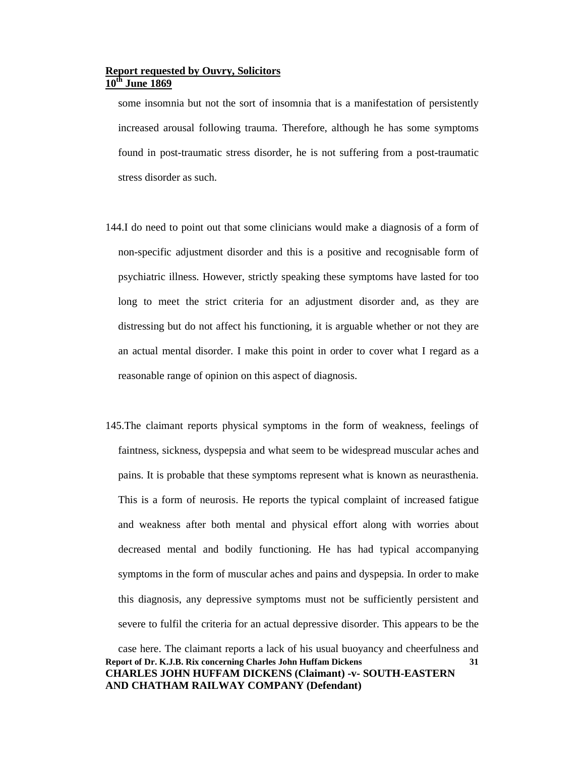some insomnia but not the sort of insomnia that is a manifestation of persistently increased arousal following trauma. Therefore, although he has some symptoms found in post-traumatic stress disorder, he is not suffering from a post-traumatic stress disorder as such.

144. I do need to point out that some clinicians would make a diagnosis of a form of non-specific adjustment disorder and this is a positive and recognisable form of psychiatric illness. However, strictly speaking these symptoms have lasted for too long to meet the strict criteria for an adjustment disorder and, as they are distressing but do not affect his functioning, it is arguable whether or not they are an actual mental disorder. I make this point in order to cover what I regard as a reasonable range of opinion on this aspect of diagnosis.

145. The claimant reports physical symptoms in the form of weakness, feelings of faintness, sickness, dyspepsia and what seem to be widespread muscular aches and pains. It is probable that these symptoms represent what is known as neurasthenia. This is a form of neurosis. He reports the typical complaint of increased fatigue and weakness after both mental and physical effort along with worries about decreased mental and bodily functioning. He has had typical accompanying symptoms in the form of muscular aches and pains and dyspepsia. In order to make this diagnosis, any depressive symptoms must not be sufficiently persistent and severe to fulfil the criteria for an actual depressive disorder. This appears to be the case here. The claimant reports a lack of his usual buoyancy and cheerfulness and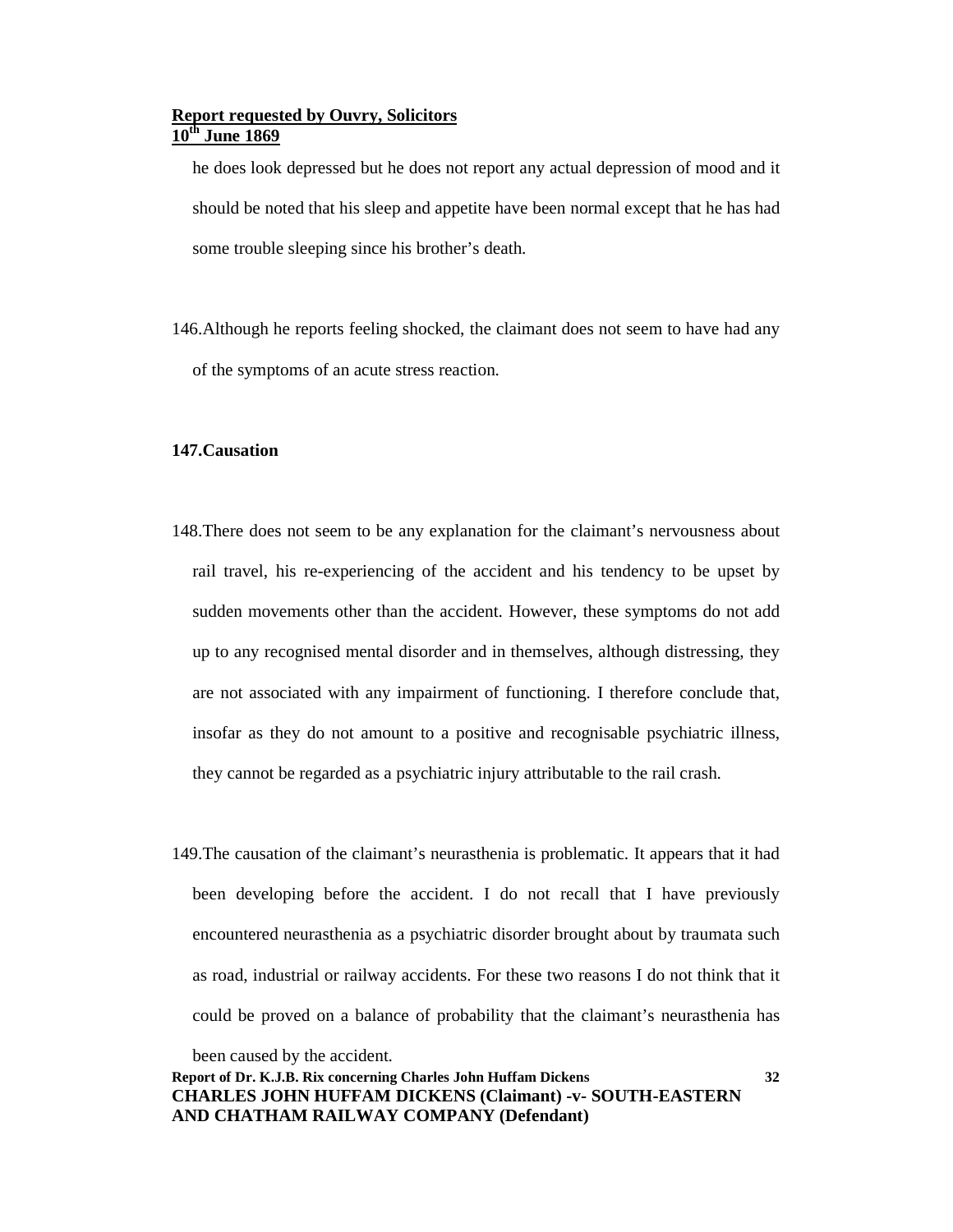he does look depressed but he does not report any actual depression of mood and it should be noted that his sleep and appetite have been normal except that he has had some trouble sleeping since his brother's death.

146. Although he reports feeling shocked, the claimant does not seem to have had any of the symptoms of an acute stress reaction.

**147. Causation**

148. There does not seem to be any explanation for the claimant's nervousness about rail travel, his re-experiencing of the accident and his tendency to be upset by sudden movements other than the accident. However, these symptoms do not add up to any recognised mental disorder and in themselves, although distressing, they are not associated with any impairment of functioning. I therefore conclude that, insofar as they do not amount to a positive and recognisable psychiatric illness, they cannot be regarded as a psychiatric injury attributable to the rail crash.

149. The causation of the claimant's neurasthenia is problematic. It appears that it had been developing before the accident. I do not recall that I have previously encountered neurasthenia as a psychiatric disorder brought about by traumata such as road, industrial or railway accidents. For these two reasons I do not think that it could be proved on a balance of probability that the claimant's neurasthenia has been caused by the accident.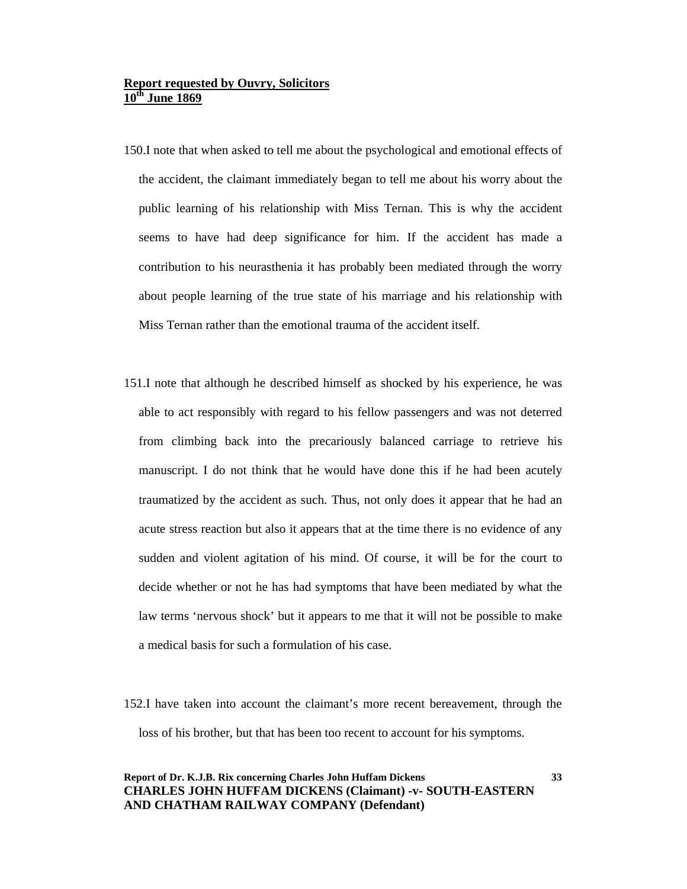**Report requested by Ouvry, Solicitors**
**10th June 1869**

150. I note that when asked to tell me about the psychological and emotional effects of the accident, the claimant immediately began to tell me about his worry about the public learning of his relationship with Miss Ternan. This is why the accident seems to have had deep significance for him. If the accident has made a contribution to his neurasthenia it has probably been mediated through the worry about people learning of the true state of his marriage and his relationship with Miss Ternan rather than the emotional trauma of the accident itself.

151. I note that although he described himself as shocked by his experience, he was able to act responsibly with regard to his fellow passengers and was not deterred from climbing back into the precariously balanced carriage to retrieve his manuscript. I do not think that he would have done this if he had been acutely traumatized by the accident as such. Thus, not only does it appear that he had an acute stress reaction but also it appears that at the time there is no evidence of any sudden and violent agitation of his mind. Of course, it will be for the court to decide whether or not he has had symptoms that have been mediated by what the law terms 'nervous shock' but it appears to me that it will not be possible to make a medical basis for such a formulation of his case.

152. I have taken into account the claimant's more recent bereavement, through the loss of his brother, but that has been too recent to account for his symptoms.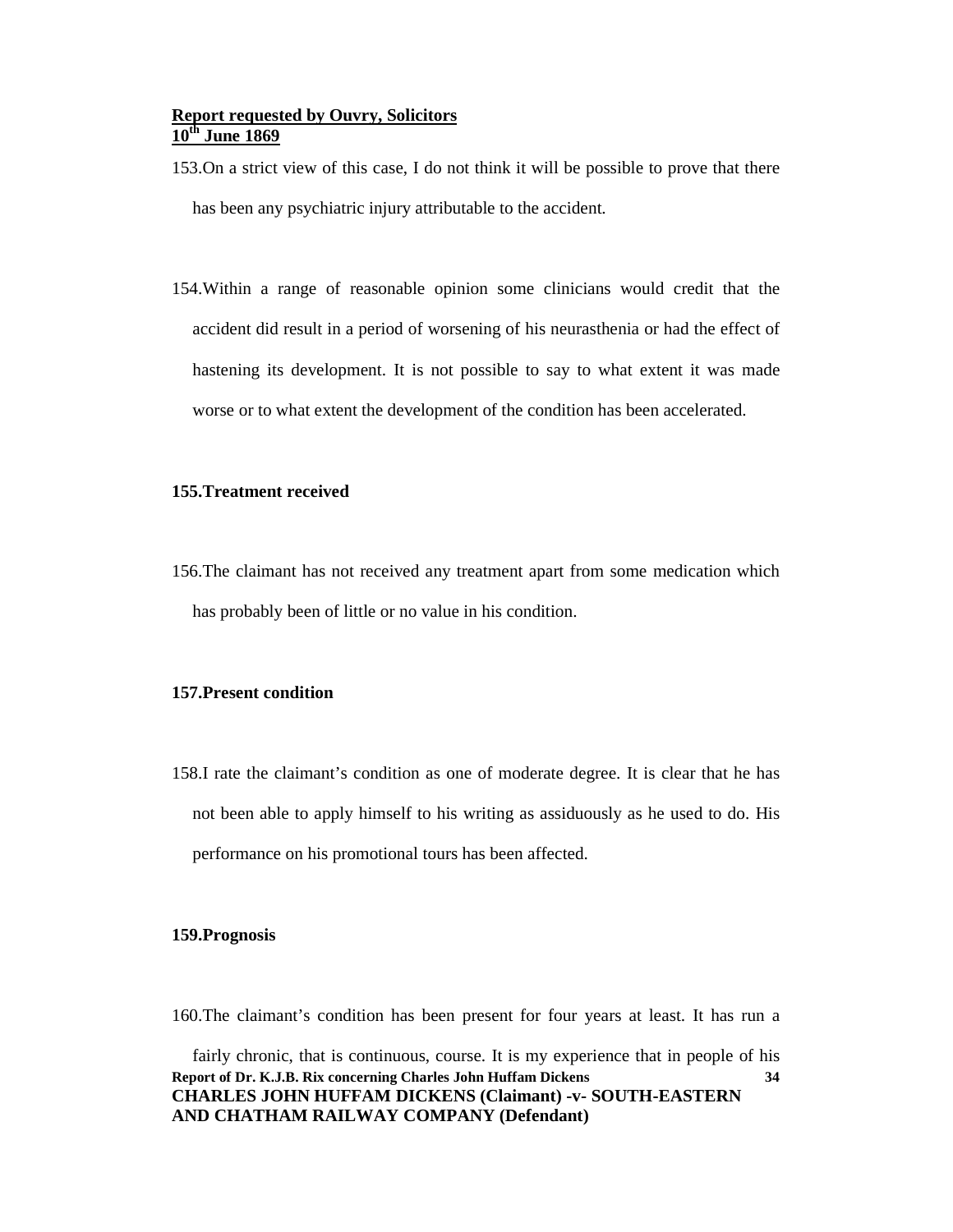**Report requested by Ouvry, Solicitors**
**10th June 1869**

153. On a strict view of this case, I do not think it will be possible to prove that there has been any psychiatric injury attributable to the accident.

154. Within a range of reasonable opinion some clinicians would credit that the accident did result in a period of worsening of his neurasthenia or had the effect of hastening its development. It is not possible to say to what extent it was made worse or to what extent the development of the condition has been accelerated.

**155. Treatment received**

156. The claimant has not received any treatment apart from some medication which has probably been of little or no value in his condition.

**157. Present condition**

158. I rate the claimant's condition as one of moderate degree. It is clear that he has not been able to apply himself to his writing as assiduously as he used to do. His performance on his promotional tours has been affected.

**159. Prognosis**

160. The claimant's condition has been present for four years at least. It has run a fairly chronic, that is continuous, course. It is my experience that in people of his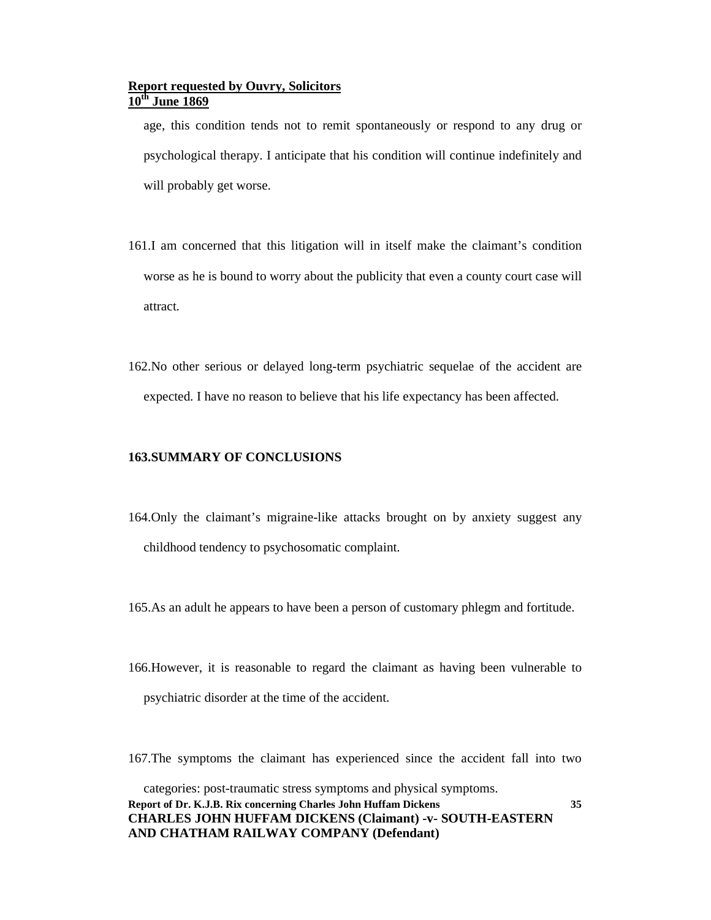age, this condition tends not to remit spontaneously or respond to any drug or psychological therapy. I anticipate that his condition will continue indefinitely and will probably get worse.

161. I am concerned that this litigation will in itself make the claimant's condition worse as he is bound to worry about the publicity that even a county court case will attract.

162. No other serious or delayed long-term psychiatric sequelae of the accident are expected. I have no reason to believe that his life expectancy has been affected.

**163. SUMMARY OF CONCLUSIONS**

164. Only the claimant's migraine-like attacks brought on by anxiety suggest any childhood tendency to psychosomatic complaint.

165. As an adult he appears to have been a person of customary phlegm and fortitude.

166. However, it is reasonable to regard the claimant as having been vulnerable to psychiatric disorder at the time of the accident.

167. The symptoms the claimant has experienced since the accident fall into two categories: post-traumatic stress symptoms and physical symptoms.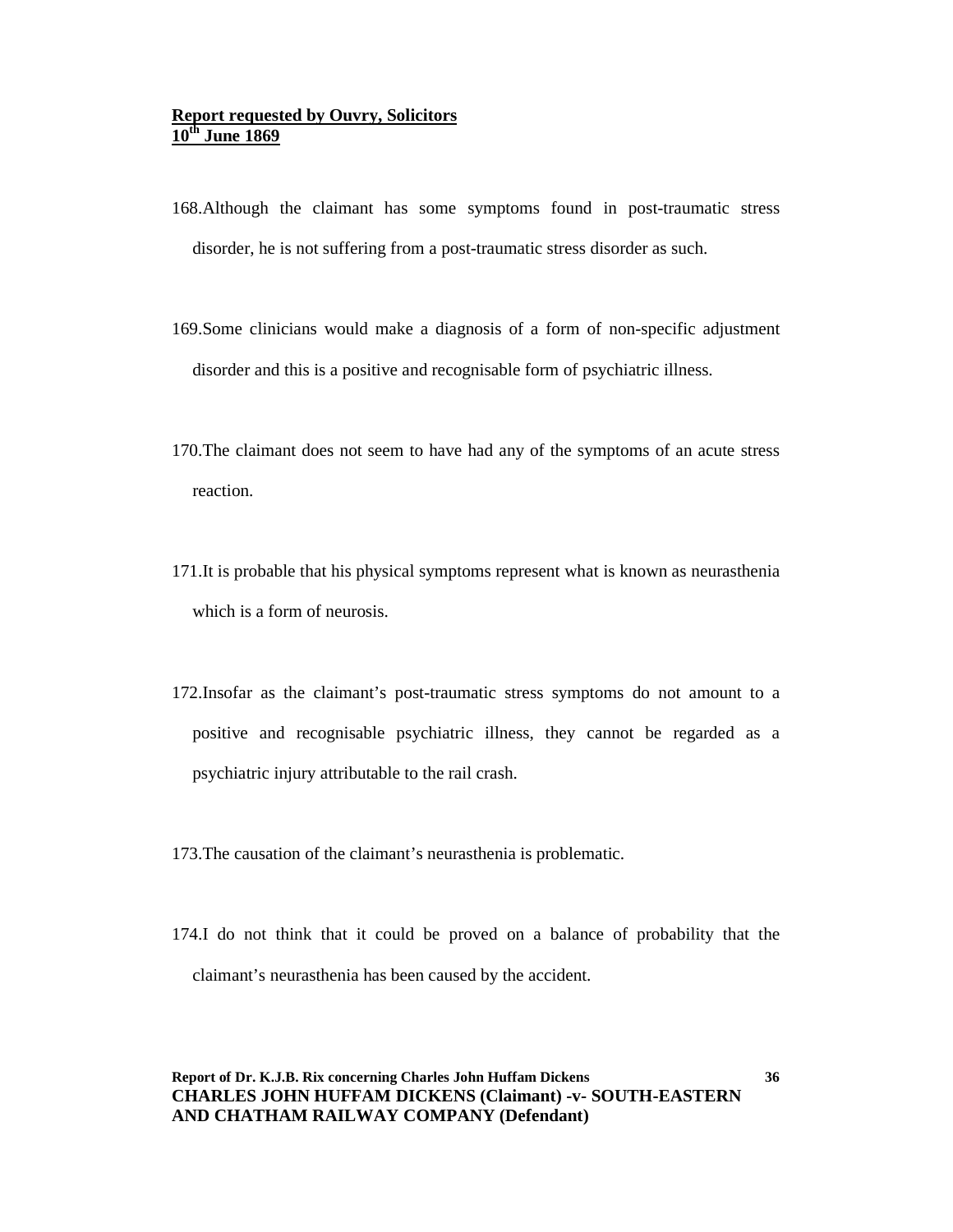**Report requested by Ouvry, Solicitors**
**10th June 1869**

168. Although the claimant has some symptoms found in post-traumatic stress disorder, he is not suffering from a post-traumatic stress disorder as such.

169. Some clinicians would make a diagnosis of a form of non-specific adjustment disorder and this is a positive and recognisable form of psychiatric illness.

170. The claimant does not seem to have had any of the symptoms of an acute stress reaction.

171. It is probable that his physical symptoms represent what is known as neurasthenia which is a form of neurosis.

172. Insofar as the claimant's post-traumatic stress symptoms do not amount to a positive and recognisable psychiatric illness, they cannot be regarded as a psychiatric injury attributable to the rail crash.

173. The causation of the claimant's neurasthenia is problematic.

174. I do not think that it could be proved on a balance of probability that the claimant's neurasthenia has been caused by the accident.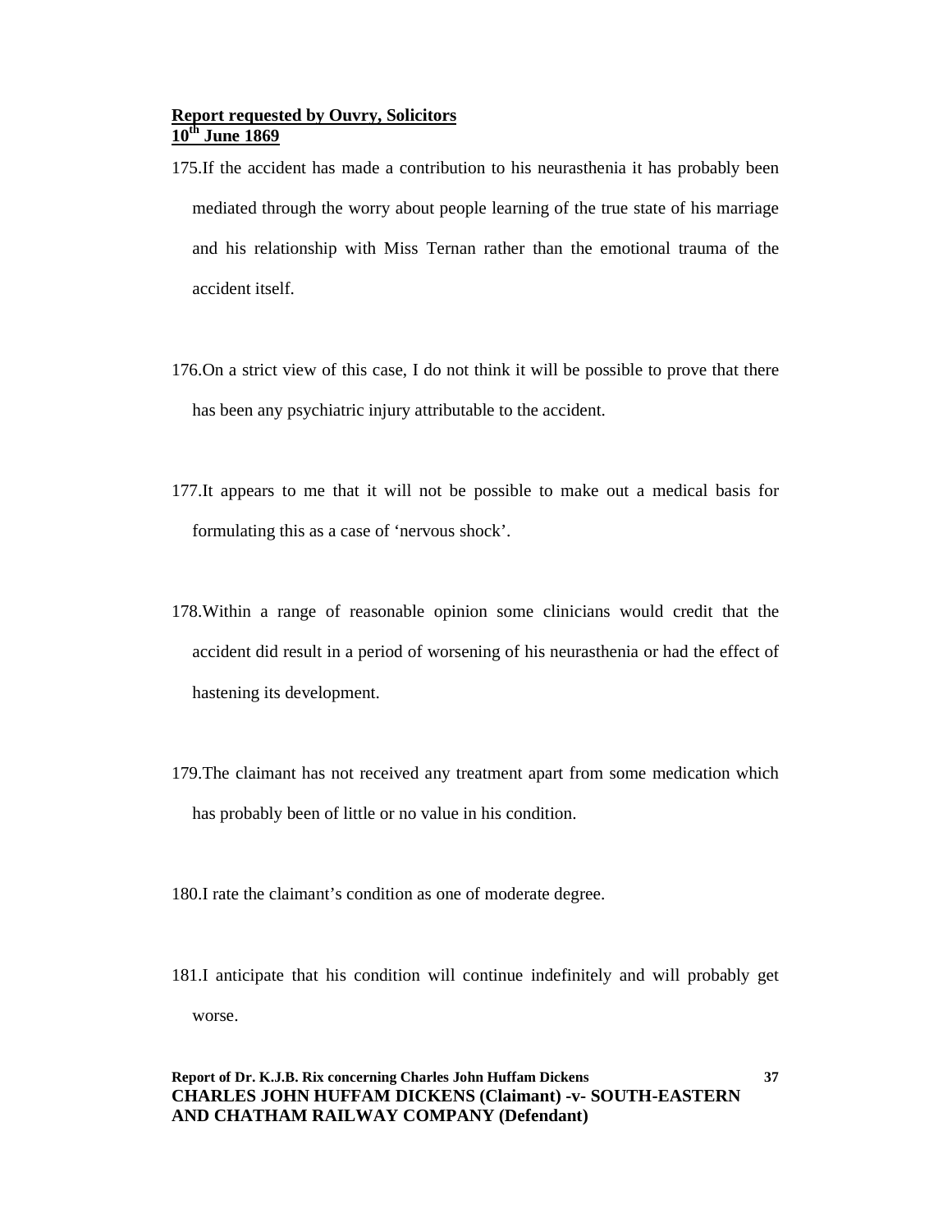**Report requested by Ouvry, Solicitors**
**10th June 1869**

175.If the accident has made a contribution to his neurasthenia it has probably been mediated through the worry about people learning of the true state of his marriage and his relationship with Miss Ternan rather than the emotional trauma of the accident itself.

176.On a strict view of this case, I do not think it will be possible to prove that there has been any psychiatric injury attributable to the accident.

177.It appears to me that it will not be possible to make out a medical basis for formulating this as a case of 'nervous shock'.

178.Within a range of reasonable opinion some clinicians would credit that the accident did result in a period of worsening of his neurasthenia or had the effect of hastening its development.

179.The claimant has not received any treatment apart from some medication which has probably been of little or no value in his condition.

180.I rate the claimant's condition as one of moderate degree.

181.I anticipate that his condition will continue indefinitely and will probably get worse.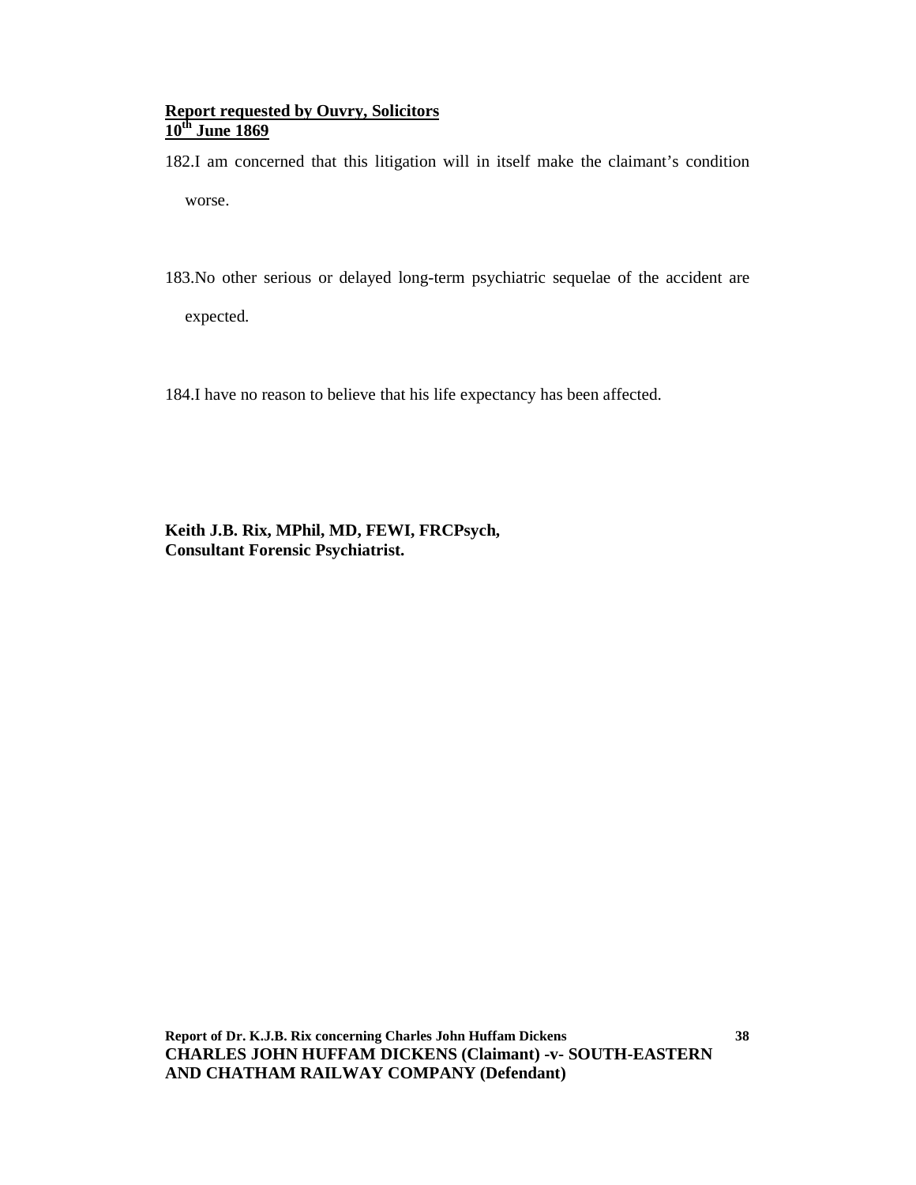**Report requested by Ouvry, Solicitors**
**10th June 1869**

182. I am concerned that this litigation will in itself make the claimant's condition worse.

183. No other serious or delayed long-term psychiatric sequelae of the accident are expected.

184. I have no reason to believe that his life expectancy has been affected.

**Keith J.B. Rix, MPhil, MD, FEWI, FRCPsych,**
**Consultant Forensic Psychiatrist.**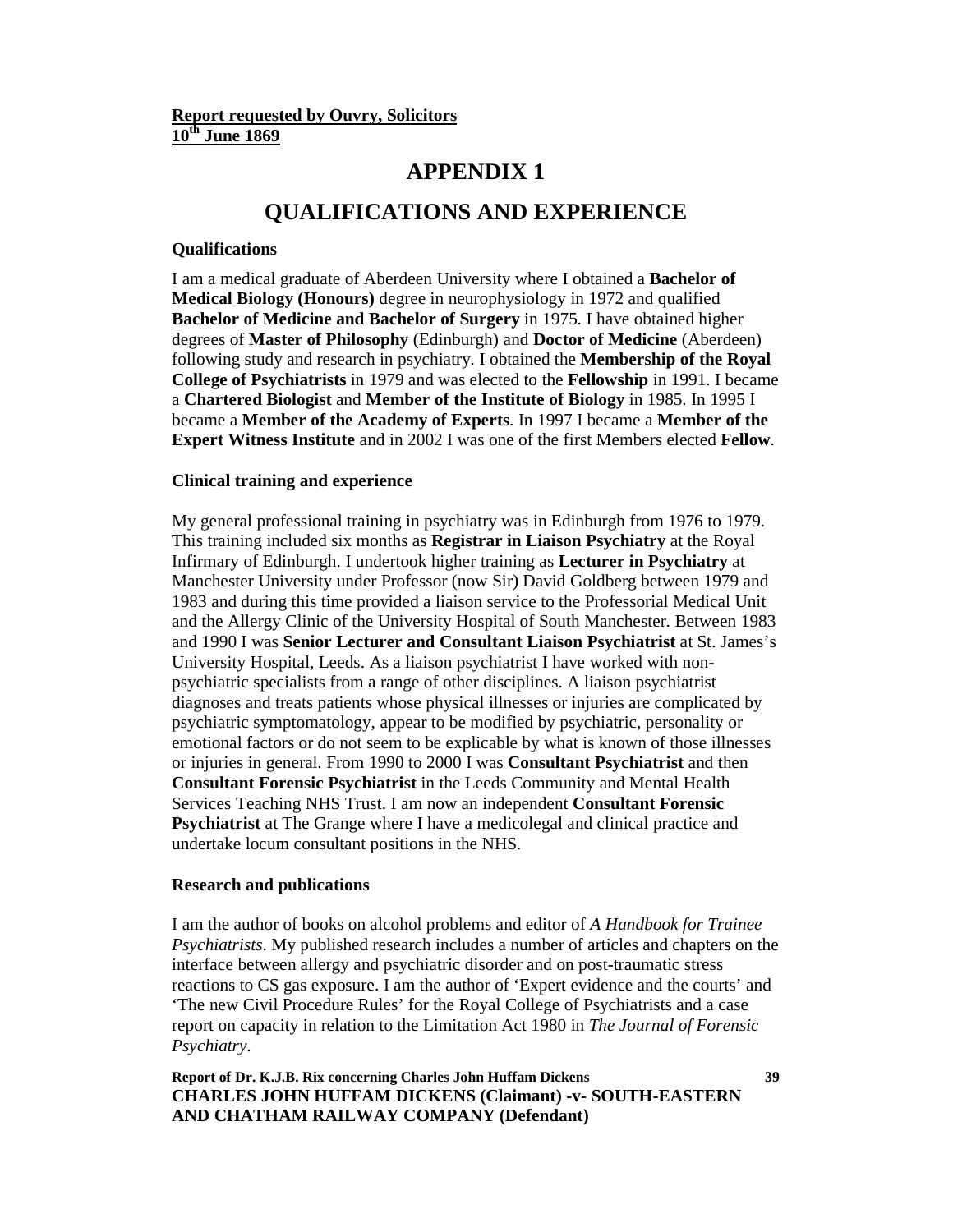**Report requested by Ouvry, Solicitors**
**10th June 1869**

# APPENDIX 1

# QUALIFICATIONS AND EXPERIENCE

### Qualifications

I am a medical graduate of Aberdeen University where I obtained a **Bachelor of Medical Biology (Honours)** degree in neurophysiology in 1972 and qualified **Bachelor of Medicine and Bachelor of Surgery** in 1975. I have obtained higher degrees of **Master of Philosophy** (Edinburgh) and **Doctor of Medicine** (Aberdeen) following study and research in psychiatry. I obtained the **Membership of the Royal College of Psychiatrists** in 1979 and was elected to the **Fellowship** in 1991. I became a **Chartered Biologist** and **Member of the Institute of Biology** in 1985. In 1995 I became a **Member of the Academy of Experts**. In 1997 I became a **Member of the Expert Witness Institute** and in 2002 I was one of the first Members elected **Fellow**.

### Clinical training and experience

My general professional training in psychiatry was in Edinburgh from 1976 to 1979. This training included six months as **Registrar in Liaison Psychiatry** at the Royal Infirmary of Edinburgh. I undertook higher training as **Lecturer in Psychiatry** at Manchester University under Professor (now Sir) David Goldberg between 1979 and 1983 and during this time provided a liaison service to the Professorial Medical Unit and the Allergy Clinic of the University Hospital of South Manchester. Between 1983 and 1990 I was **Senior Lecturer and Consultant Liaison Psychiatrist** at St. James's University Hospital, Leeds. As a liaison psychiatrist I have worked with non-psychiatric specialists from a range of other disciplines. A liaison psychiatrist diagnoses and treats patients whose physical illnesses or injuries are complicated by psychiatric symptomatology, appear to be modified by psychiatric, personality or emotional factors or do not seem to be explicable by what is known of those illnesses or injuries in general. From 1990 to 2000 I was **Consultant Psychiatrist** and then **Consultant Forensic Psychiatrist** in the Leeds Community and Mental Health Services Teaching NHS Trust. I am now an independent **Consultant Forensic Psychiatrist** at The Grange where I have a medicolegal and clinical practice and undertake locum consultant positions in the NHS.

### Research and publications

I am the author of books on alcohol problems and editor of *A Handbook for Trainee Psychiatrists*. My published research includes a number of articles and chapters on the interface between allergy and psychiatric disorder and on post-traumatic stress reactions to CS gas exposure. I am the author of 'Expert evidence and the courts' and 'The new Civil Procedure Rules' for the Royal College of Psychiatrists and a case report on capacity in relation to the Limitation Act 1980 in *The Journal of Forensic Psychiatry*.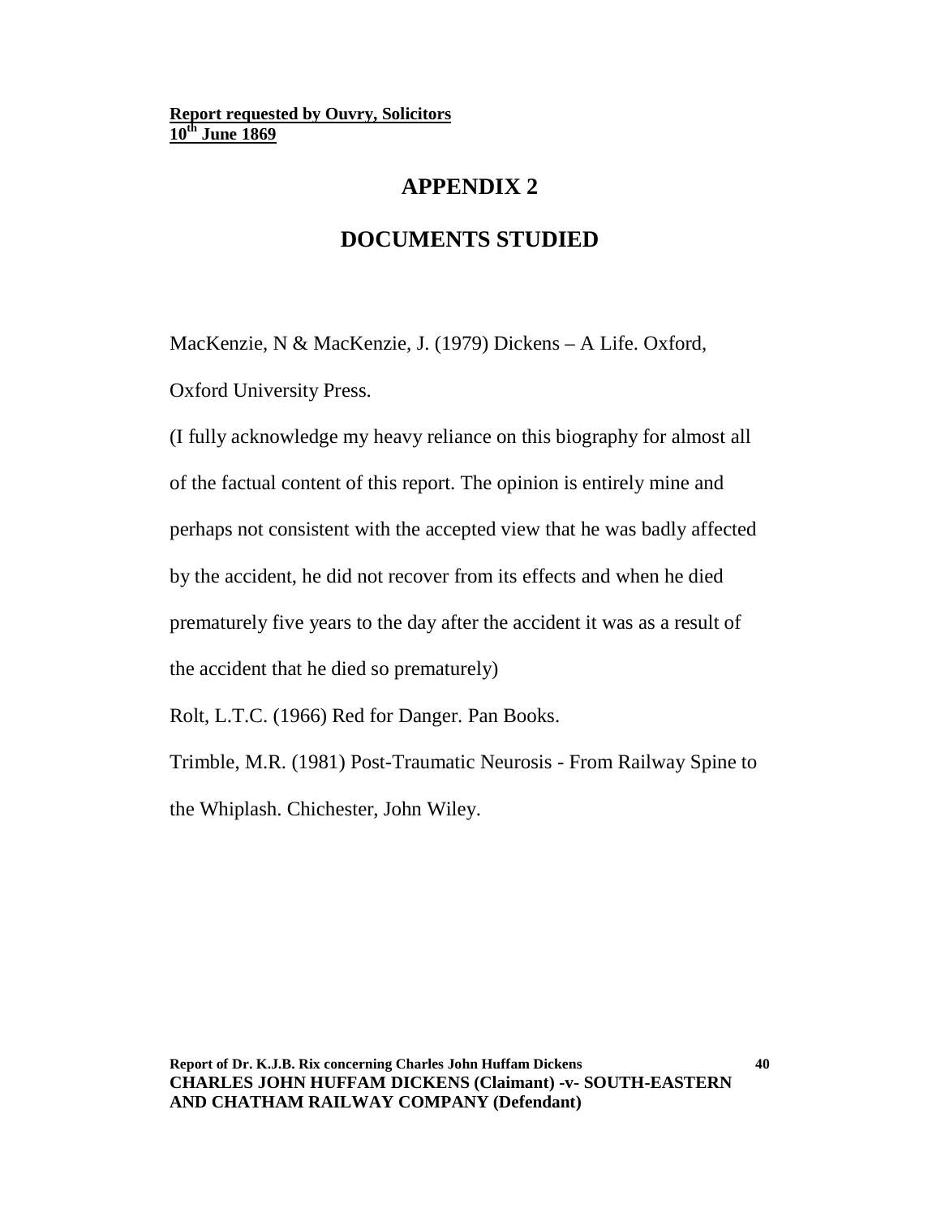## APPENDIX 2

## DOCUMENTS STUDIED

MacKenzie, N & MacKenzie, J. (1979) Dickens – A Life. Oxford, Oxford University Press.

(I fully acknowledge my heavy reliance on this biography for almost all of the factual content of this report. The opinion is entirely mine and perhaps not consistent with the accepted view that he was badly affected by the accident, he did not recover from its effects and when he died prematurely five years to the day after the accident it was as a result of the accident that he died so prematurely)

Rolt, L.T.C. (1966) Red for Danger. Pan Books.

Trimble, M.R. (1981) Post-Traumatic Neurosis - From Railway Spine to the Whiplash. Chichester, John Wiley.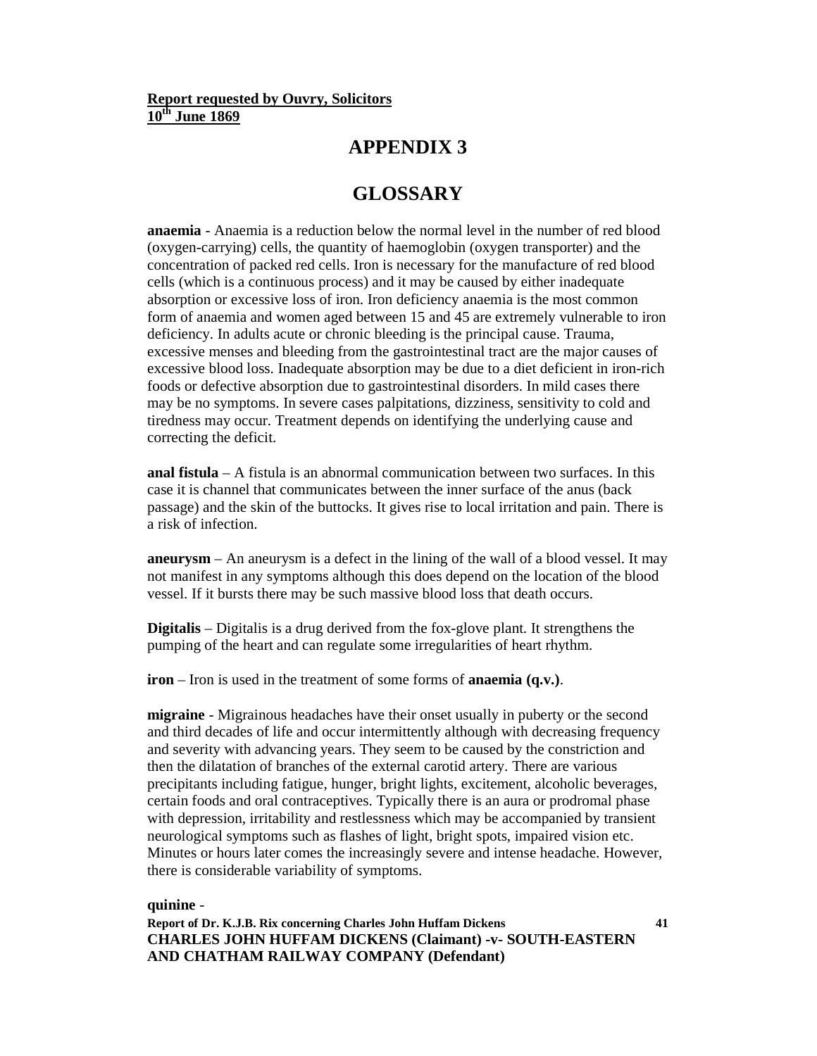**Report requested by Ouvry, Solicitors**
**10th June 1869**

# APPENDIX 3

# GLOSSARY

**anaemia** - Anaemia is a reduction below the normal level in the number of red blood (oxygen-carrying) cells, the quantity of haemoglobin (oxygen transporter) and the concentration of packed red cells. Iron is necessary for the manufacture of red blood cells (which is a continuous process) and it may be caused by either inadequate absorption or excessive loss of iron. Iron deficiency anaemia is the most common form of anaemia and women aged between 15 and 45 are extremely vulnerable to iron deficiency. In adults acute or chronic bleeding is the principal cause. Trauma, excessive menses and bleeding from the gastrointestinal tract are the major causes of excessive blood loss. Inadequate absorption may be due to a diet deficient in iron-rich foods or defective absorption due to gastrointestinal disorders. In mild cases there may be no symptoms. In severe cases palpitations, dizziness, sensitivity to cold and tiredness may occur. Treatment depends on identifying the underlying cause and correcting the deficit.

**anal fistula** – A fistula is an abnormal communication between two surfaces. In this case it is channel that communicates between the inner surface of the anus (back passage) and the skin of the buttocks. It gives rise to local irritation and pain. There is a risk of infection.

**aneurysm** – An aneurysm is a defect in the lining of the wall of a blood vessel. It may not manifest in any symptoms although this does depend on the location of the blood vessel. If it bursts there may be such massive blood loss that death occurs.

**Digitalis** – Digitalis is a drug derived from the fox-glove plant. It strengthens the pumping of the heart and can regulate some irregularities of heart rhythm.

**iron** – Iron is used in the treatment of some forms of **anaemia (q.v.)**.

**migraine** - Migrainous headaches have their onset usually in puberty or the second and third decades of life and occur intermittently although with decreasing frequency and severity with advancing years. They seem to be caused by the constriction and then the dilatation of branches of the external carotid artery. There are various precipitants including fatigue, hunger, bright lights, excitement, alcoholic beverages, certain foods and oral contraceptives. Typically there is an aura or prodromal phase with depression, irritability and restlessness which may be accompanied by transient neurological symptoms such as flashes of light, bright spots, impaired vision etc. Minutes or hours later comes the increasingly severe and intense headache. However, there is considerable variability of symptoms.

**quinine** -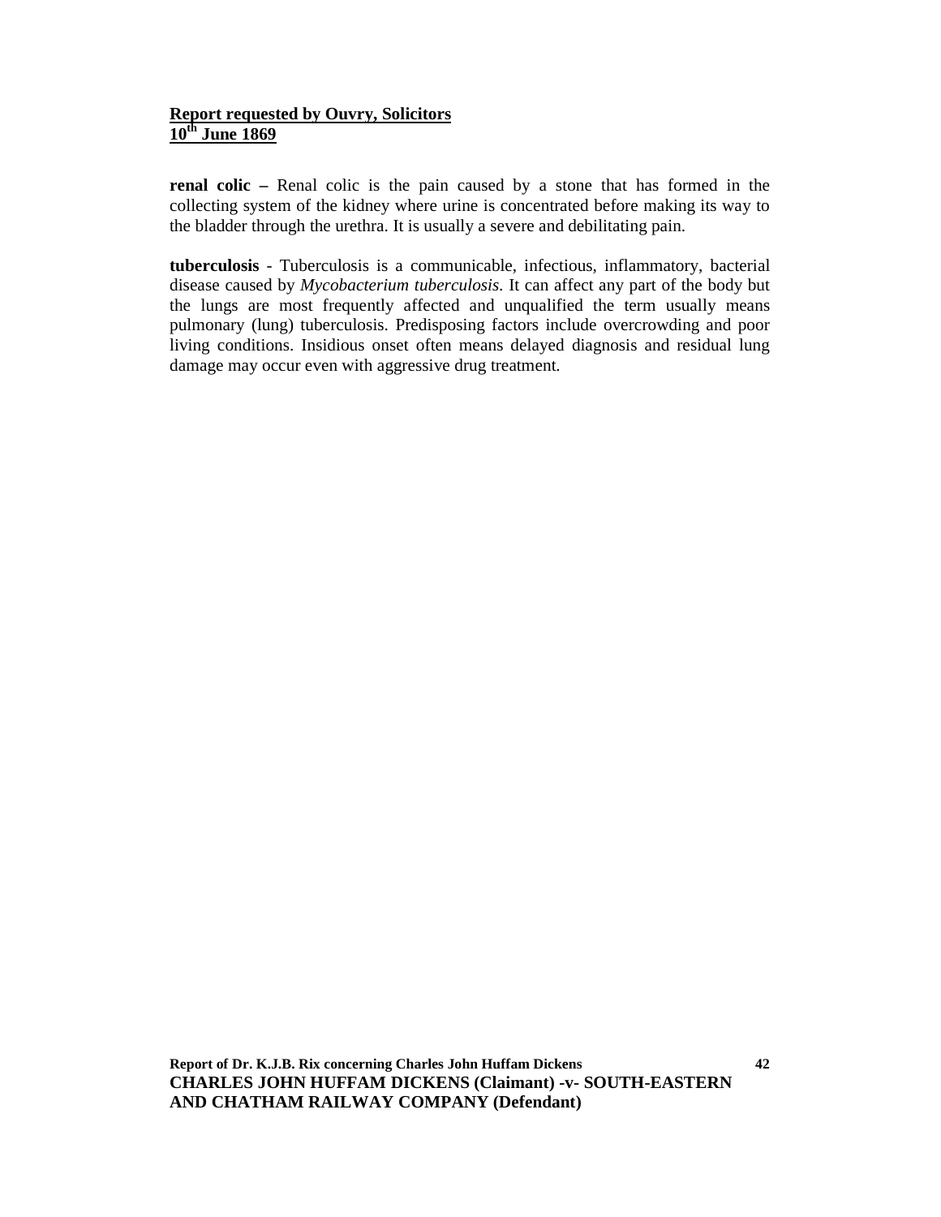**Report requested by Ouvry, Solicitors**
**10th June 1869**

**renal colic –** Renal colic is the pain caused by a stone that has formed in the collecting system of the kidney where urine is concentrated before making its way to the bladder through the urethra. It is usually a severe and debilitating pain.

**tuberculosis** - Tuberculosis is a communicable, infectious, inflammatory, bacterial disease caused by *Mycobacterium tuberculosis*. It can affect any part of the body but the lungs are most frequently affected and unqualified the term usually means pulmonary (lung) tuberculosis. Predisposing factors include overcrowding and poor living conditions. Insidious onset often means delayed diagnosis and residual lung damage may occur even with aggressive drug treatment.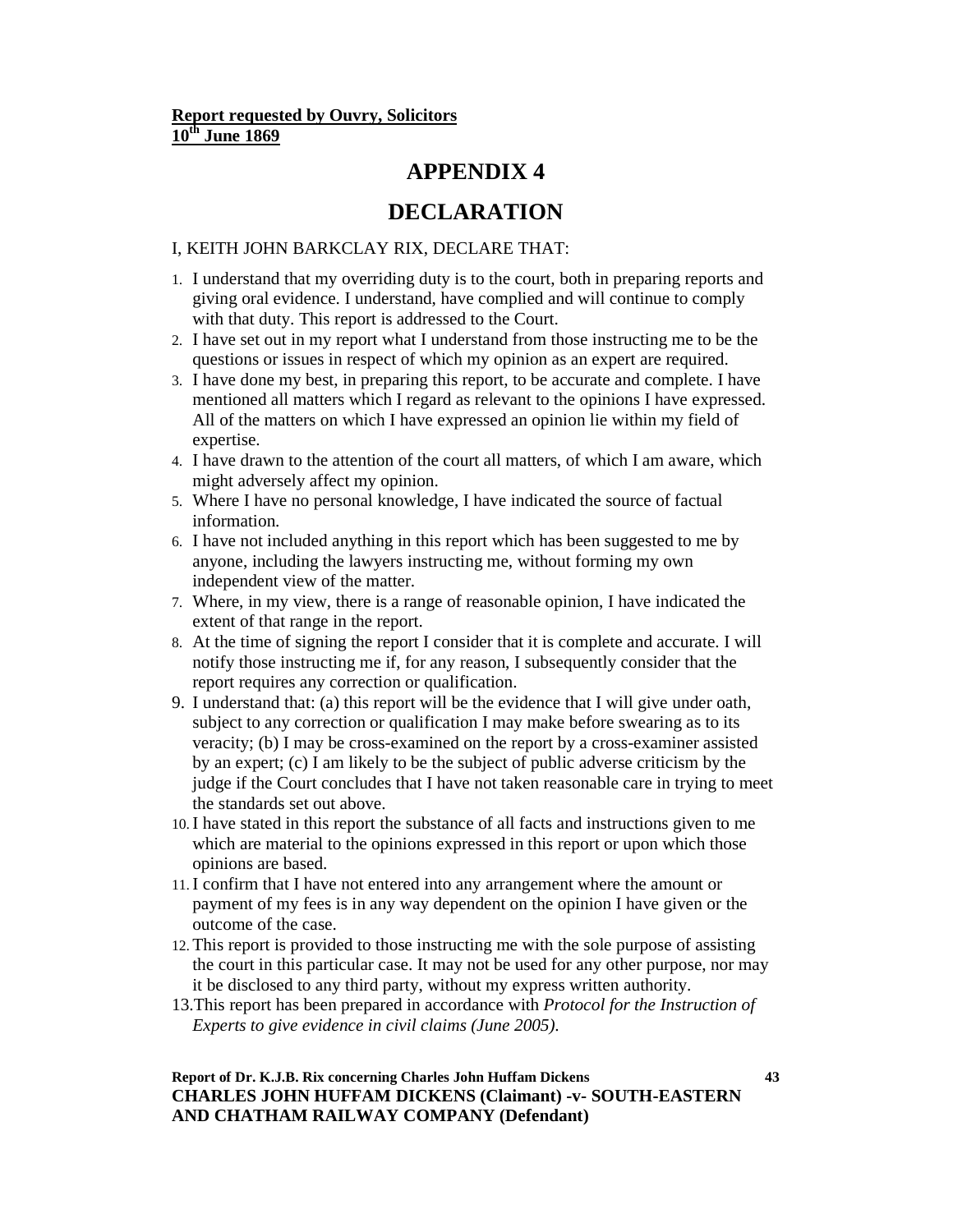**Report requested by Ouvry, Solicitors**
**10th June 1869**

# APPENDIX 4

# DECLARATION

I, KEITH JOHN BARKCLAY RIX, DECLARE THAT:

1. I understand that my overriding duty is to the court, both in preparing reports and giving oral evidence. I understand, have complied and will continue to comply with that duty. This report is addressed to the Court.
2. I have set out in my report what I understand from those instructing me to be the questions or issues in respect of which my opinion as an expert are required.
3. I have done my best, in preparing this report, to be accurate and complete. I have mentioned all matters which I regard as relevant to the opinions I have expressed. All of the matters on which I have expressed an opinion lie within my field of expertise.
4. I have drawn to the attention of the court all matters, of which I am aware, which might adversely affect my opinion.
5. Where I have no personal knowledge, I have indicated the source of factual information.
6. I have not included anything in this report which has been suggested to me by anyone, including the lawyers instructing me, without forming my own independent view of the matter.
7. Where, in my view, there is a range of reasonable opinion, I have indicated the extent of that range in the report.
8. At the time of signing the report I consider that it is complete and accurate. I will notify those instructing me if, for any reason, I subsequently consider that the report requires any correction or qualification.
9. I understand that: (a) this report will be the evidence that I will give under oath, subject to any correction or qualification I may make before swearing as to its veracity; (b) I may be cross-examined on the report by a cross-examiner assisted by an expert; (c) I am likely to be the subject of public adverse criticism by the judge if the Court concludes that I have not taken reasonable care in trying to meet the standards set out above.
10. I have stated in this report the substance of all facts and instructions given to me which are material to the opinions expressed in this report or upon which those opinions are based.
11. I confirm that I have not entered into any arrangement where the amount or payment of my fees is in any way dependent on the opinion I have given or the outcome of the case.
12. This report is provided to those instructing me with the sole purpose of assisting the court in this particular case. It may not be used for any other purpose, nor may it be disclosed to any third party, without my express written authority.
13. This report has been prepared in accordance with *Protocol for the Instruction of Experts to give evidence in civil claims (June 2005).*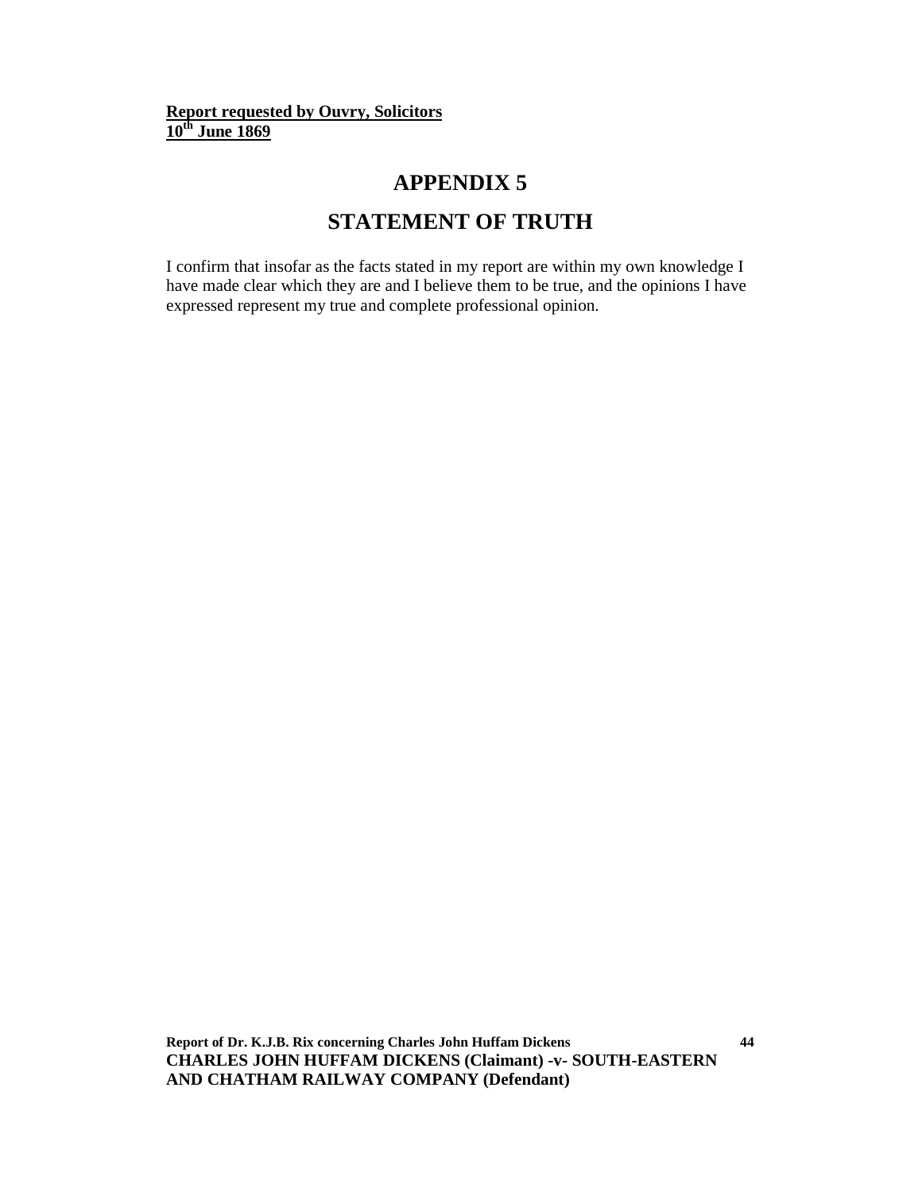**Report requested by Ouvry, Solicitors**
**10th June 1869**

# APPENDIX 5

# STATEMENT OF TRUTH

I confirm that insofar as the facts stated in my report are within my own knowledge I have made clear which they are and I believe them to be true, and the opinions I have expressed represent my true and complete professional opinion.